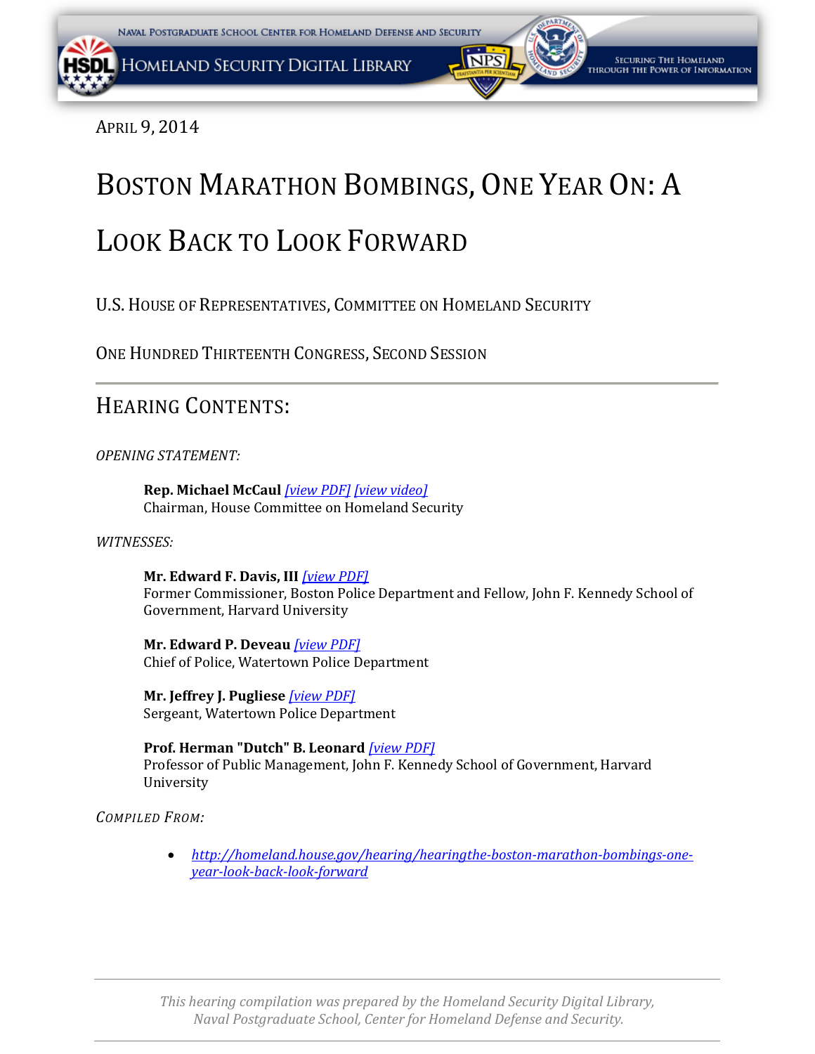April 9, 2014

# Boston Marathon Bombings, One Year On: A Look Back to Look Forward

U.S. House of Representatives, Committee on Homeland Security

One Hundred Thirteenth Congress, Second Session

## Hearing Contents:

*OPENING STATEMENT:*

> **Rep. Michael McCaul** *[view PDF]* *[view video]*
> Chairman, House Committee on Homeland Security

*WITNESSES:*

> **Mr. Edward F. Davis, III** *[view PDF]*
> Former Commissioner, Boston Police Department and Fellow, John F. Kennedy School of Government, Harvard University
>
> **Mr. Edward P. Deveau** *[view PDF]*
> Chief of Police, Watertown Police Department
>
> **Mr. Jeffrey J. Pugliese** *[view PDF]*
> Sergeant, Watertown Police Department
>
> **Prof. Herman "Dutch" B. Leonard** *[view PDF]*
> Professor of Public Management, John F. Kennedy School of Government, Harvard University

*Compiled From:*

- *http://homeland.house.gov/hearing/hearingthe-boston-marathon-bombings-one-year-look-back-look-forward*

*This hearing compilation was prepared by the Homeland Security Digital Library, Naval Postgraduate School, Center for Homeland Defense and Security.*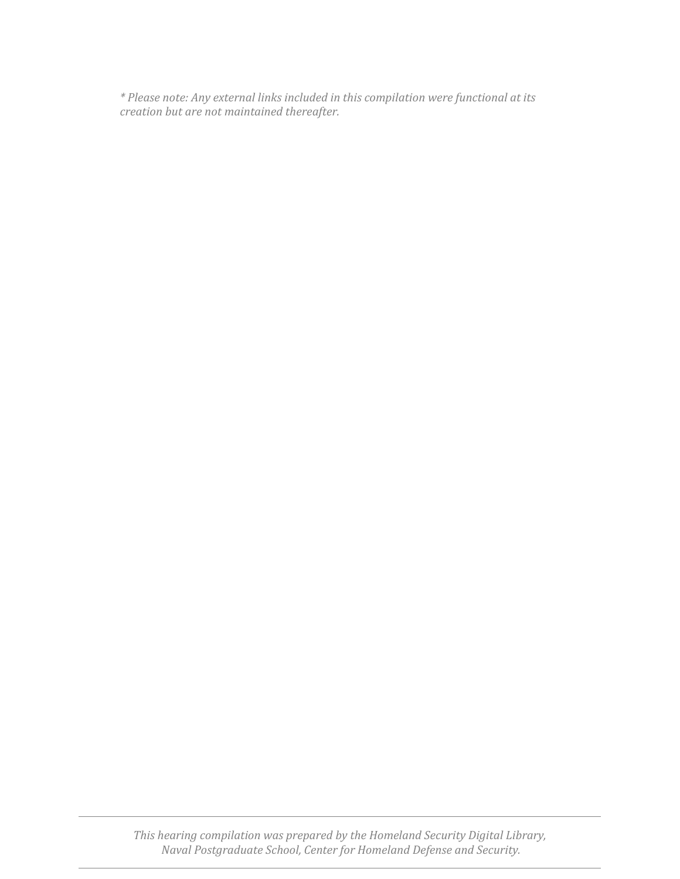*\* Please note: Any external links included in this compilation were functional at its creation but are not maintained thereafter.*

*This hearing compilation was prepared by the Homeland Security Digital Library, Naval Postgraduate School, Center for Homeland Defense and Security.*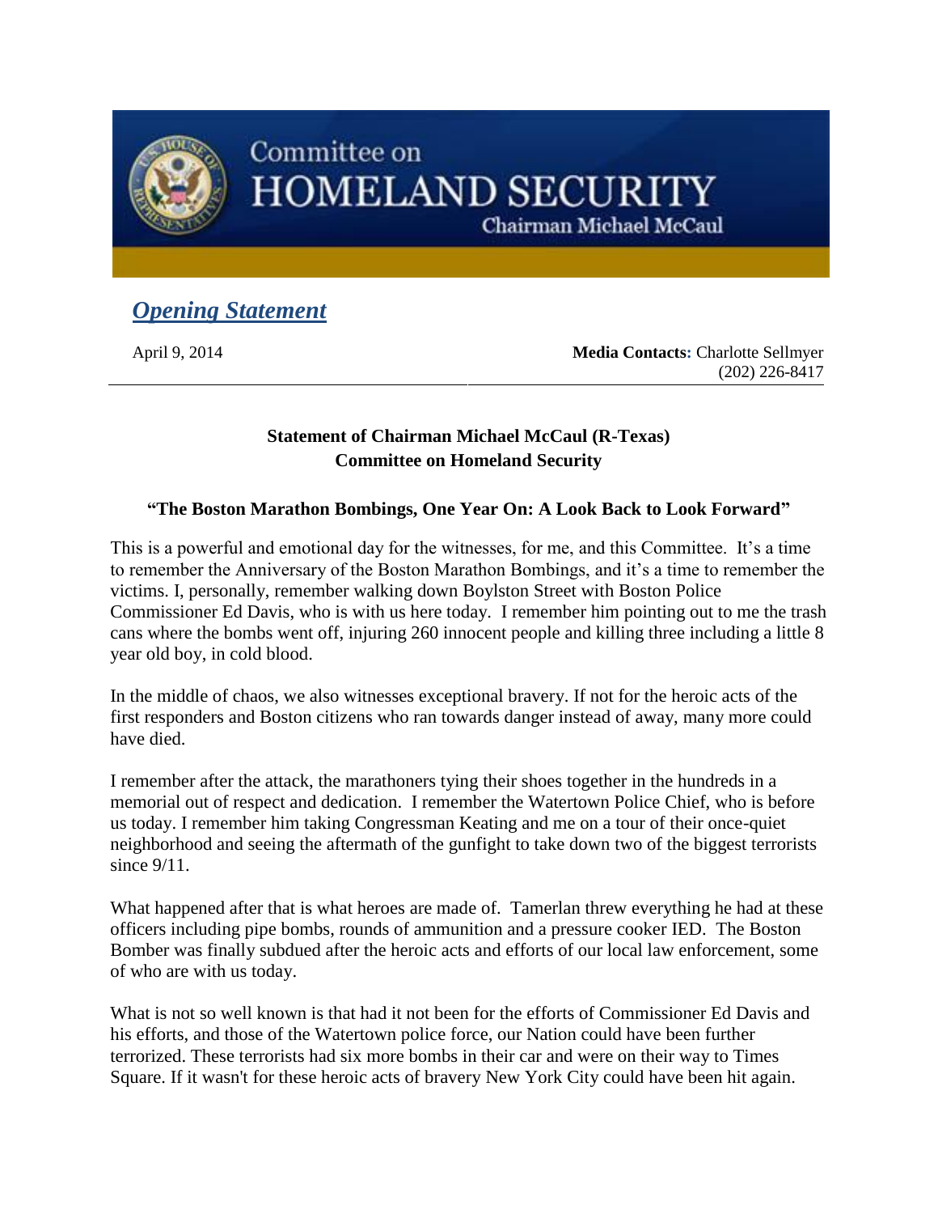Committee on
HOMELAND SECURITY
Chairman Michael McCaul

## *Opening Statement*

April 9, 2014

**Media Contacts:** Charlotte Sellmyer
(202) 226-8417

**Statement of Chairman Michael McCaul (R-Texas)**
**Committee on Homeland Security**

**"The Boston Marathon Bombings, One Year On: A Look Back to Look Forward"**

This is a powerful and emotional day for the witnesses, for me, and this Committee. It's a time to remember the Anniversary of the Boston Marathon Bombings, and it's a time to remember the victims. I, personally, remember walking down Boylston Street with Boston Police Commissioner Ed Davis, who is with us here today. I remember him pointing out to me the trash cans where the bombs went off, injuring 260 innocent people and killing three including a little 8 year old boy, in cold blood.

In the middle of chaos, we also witnesses exceptional bravery. If not for the heroic acts of the first responders and Boston citizens who ran towards danger instead of away, many more could have died.

I remember after the attack, the marathoners tying their shoes together in the hundreds in a memorial out of respect and dedication. I remember the Watertown Police Chief, who is before us today. I remember him taking Congressman Keating and me on a tour of their once-quiet neighborhood and seeing the aftermath of the gunfight to take down two of the biggest terrorists since 9/11.

What happened after that is what heroes are made of. Tamerlan threw everything he had at these officers including pipe bombs, rounds of ammunition and a pressure cooker IED. The Boston Bomber was finally subdued after the heroic acts and efforts of our local law enforcement, some of who are with us today.

What is not so well known is that had it not been for the efforts of Commissioner Ed Davis and his efforts, and those of the Watertown police force, our Nation could have been further terrorized. These terrorists had six more bombs in their car and were on their way to Times Square. If it wasn't for these heroic acts of bravery New York City could have been hit again.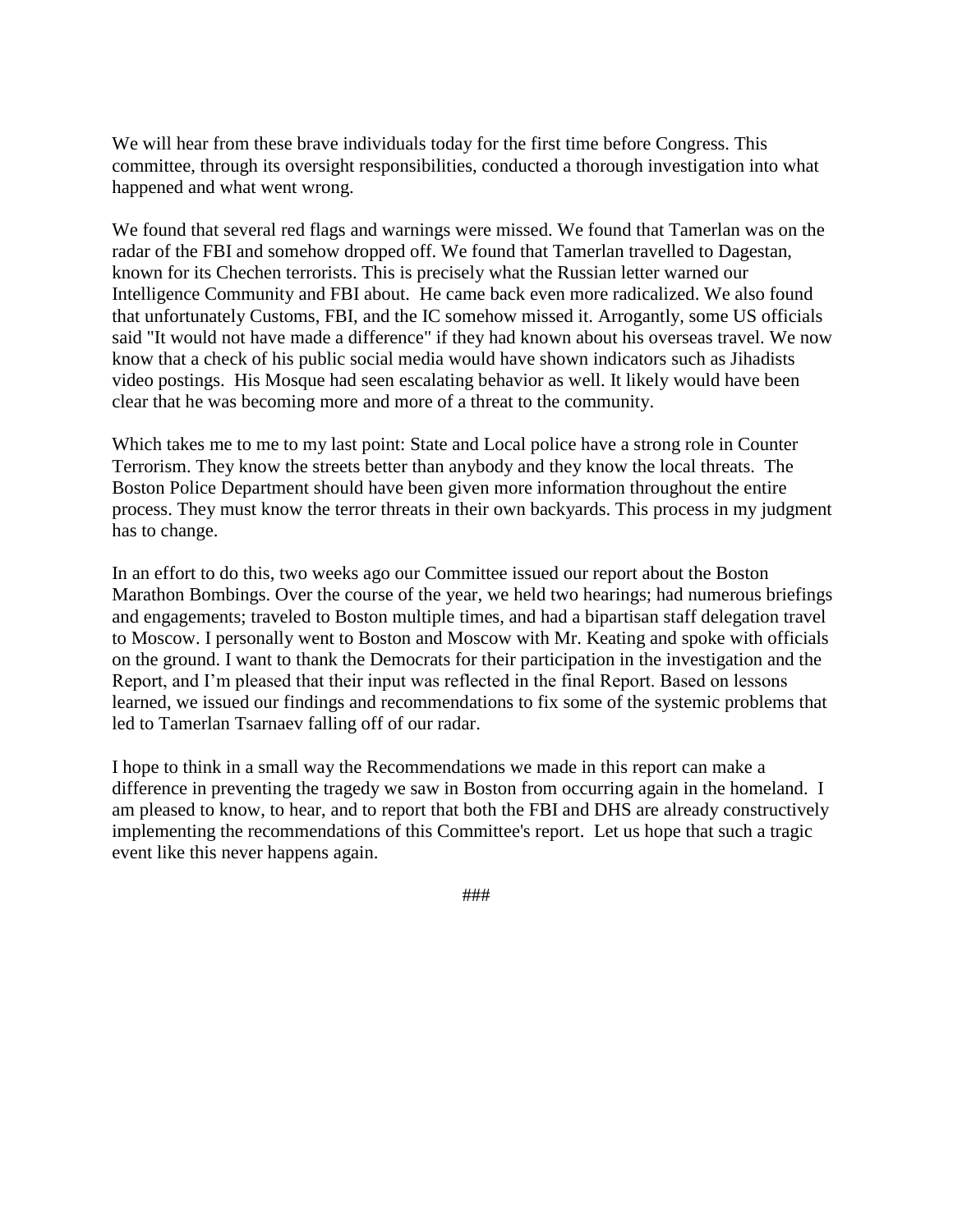We will hear from these brave individuals today for the first time before Congress. This committee, through its oversight responsibilities, conducted a thorough investigation into what happened and what went wrong.

We found that several red flags and warnings were missed. We found that Tamerlan was on the radar of the FBI and somehow dropped off. We found that Tamerlan travelled to Dagestan, known for its Chechen terrorists. This is precisely what the Russian letter warned our Intelligence Community and FBI about. He came back even more radicalized. We also found that unfortunately Customs, FBI, and the IC somehow missed it. Arrogantly, some US officials said "It would not have made a difference" if they had known about his overseas travel. We now know that a check of his public social media would have shown indicators such as Jihadists video postings. His Mosque had seen escalating behavior as well. It likely would have been clear that he was becoming more and more of a threat to the community.

Which takes me to me to my last point: State and Local police have a strong role in Counter Terrorism. They know the streets better than anybody and they know the local threats. The Boston Police Department should have been given more information throughout the entire process. They must know the terror threats in their own backyards. This process in my judgment has to change.

In an effort to do this, two weeks ago our Committee issued our report about the Boston Marathon Bombings. Over the course of the year, we held two hearings; had numerous briefings and engagements; traveled to Boston multiple times, and had a bipartisan staff delegation travel to Moscow. I personally went to Boston and Moscow with Mr. Keating and spoke with officials on the ground. I want to thank the Democrats for their participation in the investigation and the Report, and I'm pleased that their input was reflected in the final Report. Based on lessons learned, we issued our findings and recommendations to fix some of the systemic problems that led to Tamerlan Tsarnaev falling off of our radar.

I hope to think in a small way the Recommendations we made in this report can make a difference in preventing the tragedy we saw in Boston from occurring again in the homeland. I am pleased to know, to hear, and to report that both the FBI and DHS are already constructively implementing the recommendations of this Committee's report. Let us hope that such a tragic event like this never happens again.

###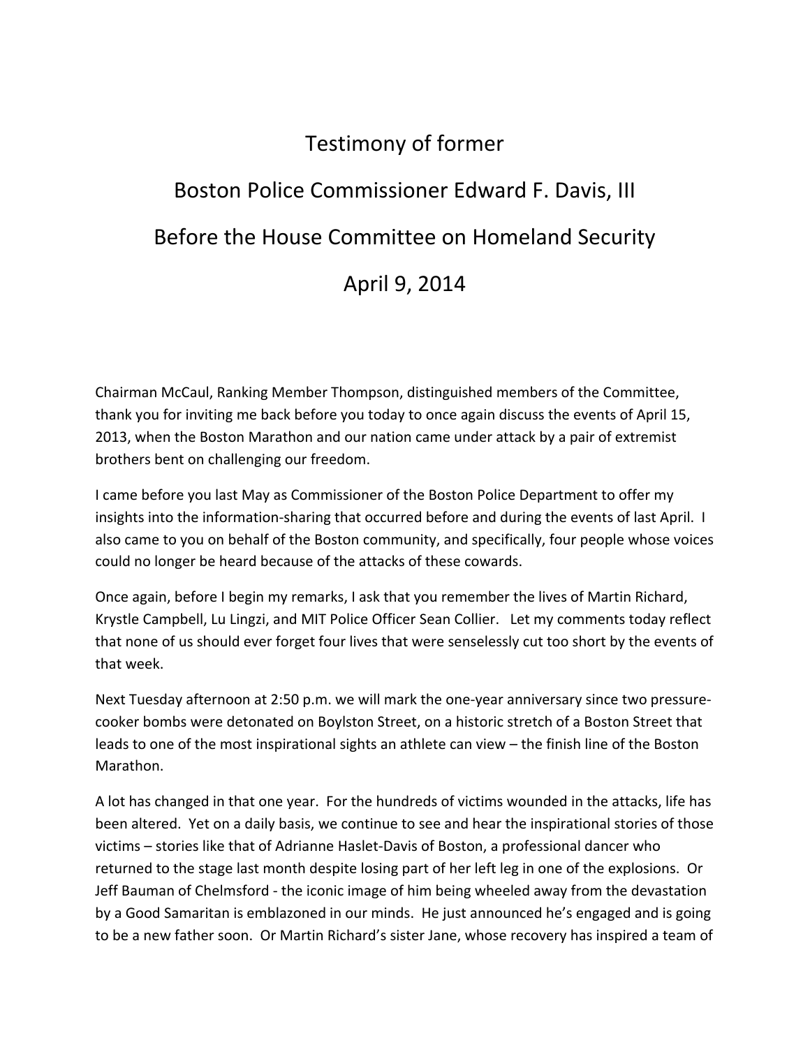# Testimony of former

# Boston Police Commissioner Edward F. Davis, III

# Before the House Committee on Homeland Security

# April 9, 2014

Chairman McCaul, Ranking Member Thompson, distinguished members of the Committee, thank you for inviting me back before you today to once again discuss the events of April 15, 2013, when the Boston Marathon and our nation came under attack by a pair of extremist brothers bent on challenging our freedom.

I came before you last May as Commissioner of the Boston Police Department to offer my insights into the information-sharing that occurred before and during the events of last April. I also came to you on behalf of the Boston community, and specifically, four people whose voices could no longer be heard because of the attacks of these cowards.

Once again, before I begin my remarks, I ask that you remember the lives of Martin Richard, Krystle Campbell, Lu Lingzi, and MIT Police Officer Sean Collier. Let my comments today reflect that none of us should ever forget four lives that were senselessly cut too short by the events of that week.

Next Tuesday afternoon at 2:50 p.m. we will mark the one-year anniversary since two pressure-cooker bombs were detonated on Boylston Street, on a historic stretch of a Boston Street that leads to one of the most inspirational sights an athlete can view – the finish line of the Boston Marathon.

A lot has changed in that one year. For the hundreds of victims wounded in the attacks, life has been altered. Yet on a daily basis, we continue to see and hear the inspirational stories of those victims – stories like that of Adrianne Haslet-Davis of Boston, a professional dancer who returned to the stage last month despite losing part of her left leg in one of the explosions. Or Jeff Bauman of Chelmsford - the iconic image of him being wheeled away from the devastation by a Good Samaritan is emblazoned in our minds. He just announced he's engaged and is going to be a new father soon. Or Martin Richard's sister Jane, whose recovery has inspired a team of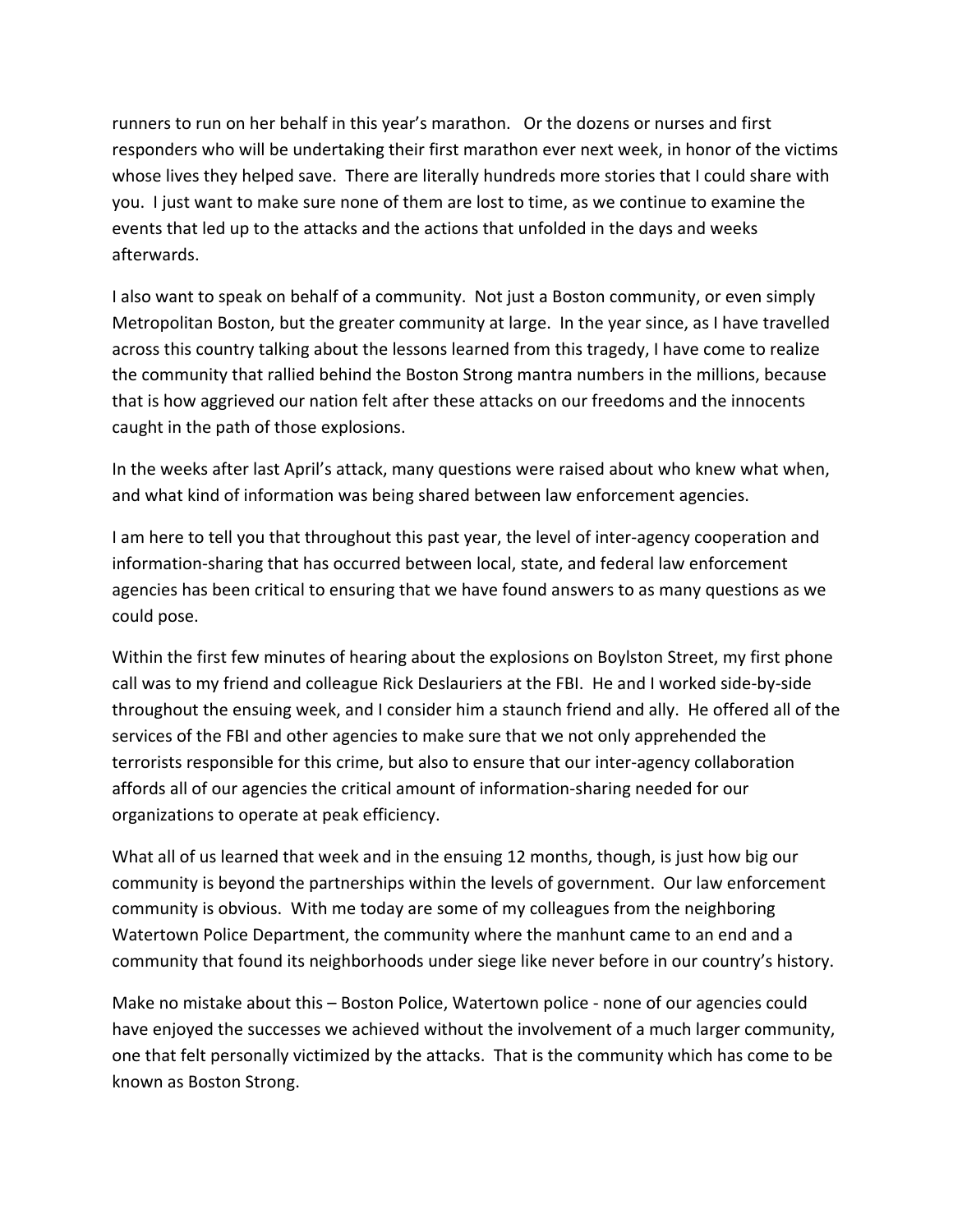runners to run on her behalf in this year's marathon. Or the dozens or nurses and first responders who will be undertaking their first marathon ever next week, in honor of the victims whose lives they helped save. There are literally hundreds more stories that I could share with you. I just want to make sure none of them are lost to time, as we continue to examine the events that led up to the attacks and the actions that unfolded in the days and weeks afterwards.

I also want to speak on behalf of a community. Not just a Boston community, or even simply Metropolitan Boston, but the greater community at large. In the year since, as I have travelled across this country talking about the lessons learned from this tragedy, I have come to realize the community that rallied behind the Boston Strong mantra numbers in the millions, because that is how aggrieved our nation felt after these attacks on our freedoms and the innocents caught in the path of those explosions.

In the weeks after last April's attack, many questions were raised about who knew what when, and what kind of information was being shared between law enforcement agencies.

I am here to tell you that throughout this past year, the level of inter-agency cooperation and information-sharing that has occurred between local, state, and federal law enforcement agencies has been critical to ensuring that we have found answers to as many questions as we could pose.

Within the first few minutes of hearing about the explosions on Boylston Street, my first phone call was to my friend and colleague Rick Deslauriers at the FBI. He and I worked side-by-side throughout the ensuing week, and I consider him a staunch friend and ally. He offered all of the services of the FBI and other agencies to make sure that we not only apprehended the terrorists responsible for this crime, but also to ensure that our inter-agency collaboration affords all of our agencies the critical amount of information-sharing needed for our organizations to operate at peak efficiency.

What all of us learned that week and in the ensuing 12 months, though, is just how big our community is beyond the partnerships within the levels of government. Our law enforcement community is obvious. With me today are some of my colleagues from the neighboring Watertown Police Department, the community where the manhunt came to an end and a community that found its neighborhoods under siege like never before in our country's history.

Make no mistake about this – Boston Police, Watertown police - none of our agencies could have enjoyed the successes we achieved without the involvement of a much larger community, one that felt personally victimized by the attacks. That is the community which has come to be known as Boston Strong.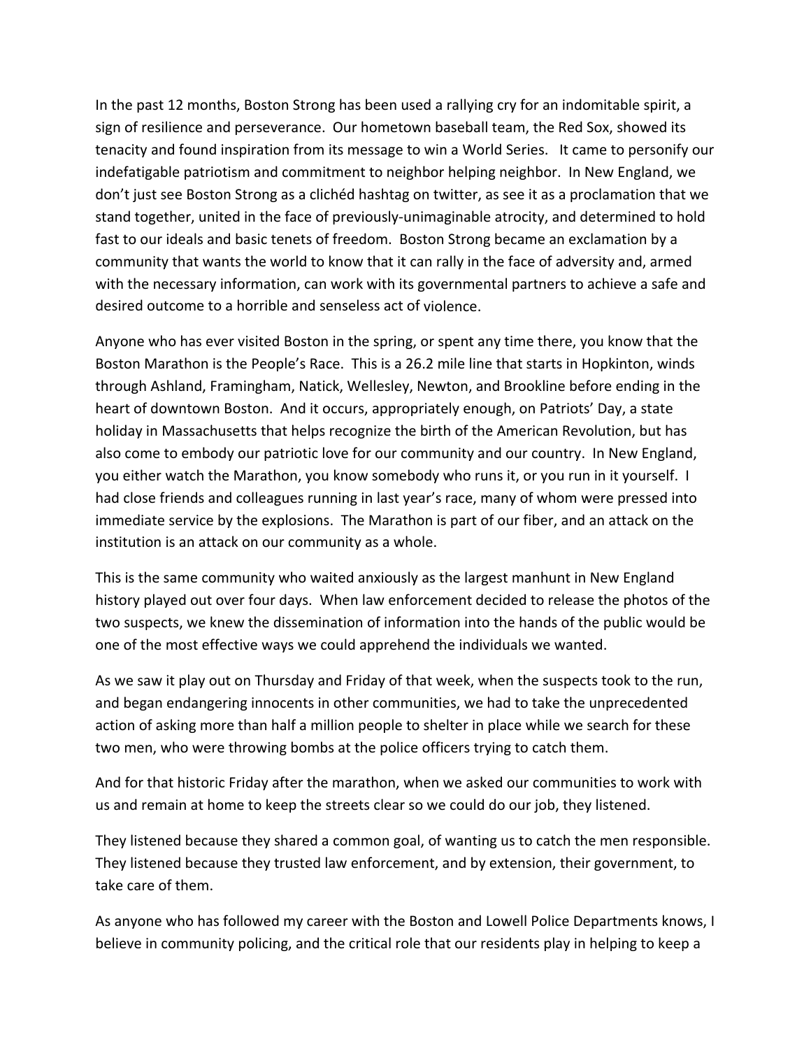In the past 12 months, Boston Strong has been used a rallying cry for an indomitable spirit, a sign of resilience and perseverance. Our hometown baseball team, the Red Sox, showed its tenacity and found inspiration from its message to win a World Series. It came to personify our indefatigable patriotism and commitment to neighbor helping neighbor. In New England, we don't just see Boston Strong as a clichéd hashtag on twitter, as see it as a proclamation that we stand together, united in the face of previously-unimaginable atrocity, and determined to hold fast to our ideals and basic tenets of freedom. Boston Strong became an exclamation by a community that wants the world to know that it can rally in the face of adversity and, armed with the necessary information, can work with its governmental partners to achieve a safe and desired outcome to a horrible and senseless act of violence.

Anyone who has ever visited Boston in the spring, or spent any time there, you know that the Boston Marathon is the People's Race. This is a 26.2 mile line that starts in Hopkinton, winds through Ashland, Framingham, Natick, Wellesley, Newton, and Brookline before ending in the heart of downtown Boston. And it occurs, appropriately enough, on Patriots' Day, a state holiday in Massachusetts that helps recognize the birth of the American Revolution, but has also come to embody our patriotic love for our community and our country. In New England, you either watch the Marathon, you know somebody who runs it, or you run in it yourself. I had close friends and colleagues running in last year's race, many of whom were pressed into immediate service by the explosions. The Marathon is part of our fiber, and an attack on the institution is an attack on our community as a whole.

This is the same community who waited anxiously as the largest manhunt in New England history played out over four days. When law enforcement decided to release the photos of the two suspects, we knew the dissemination of information into the hands of the public would be one of the most effective ways we could apprehend the individuals we wanted.

As we saw it play out on Thursday and Friday of that week, when the suspects took to the run, and began endangering innocents in other communities, we had to take the unprecedented action of asking more than half a million people to shelter in place while we search for these two men, who were throwing bombs at the police officers trying to catch them.

And for that historic Friday after the marathon, when we asked our communities to work with us and remain at home to keep the streets clear so we could do our job, they listened.

They listened because they shared a common goal, of wanting us to catch the men responsible. They listened because they trusted law enforcement, and by extension, their government, to take care of them.

As anyone who has followed my career with the Boston and Lowell Police Departments knows, I believe in community policing, and the critical role that our residents play in helping to keep a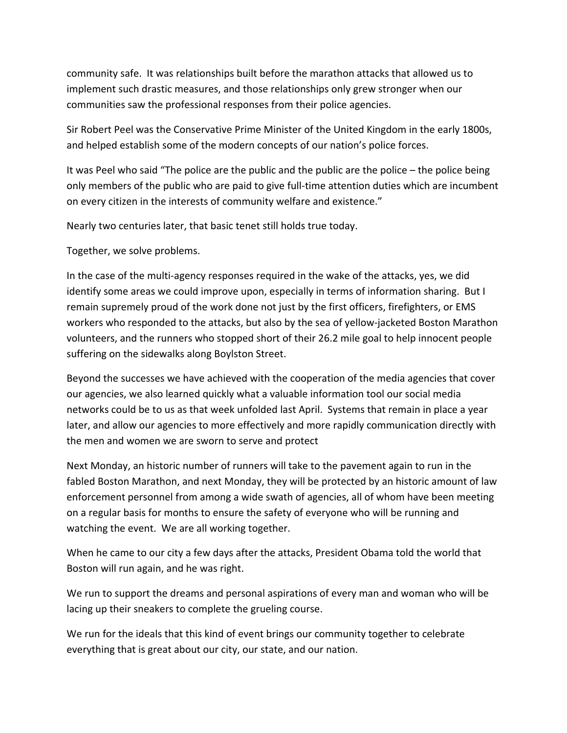community safe. It was relationships built before the marathon attacks that allowed us to implement such drastic measures, and those relationships only grew stronger when our communities saw the professional responses from their police agencies.

Sir Robert Peel was the Conservative Prime Minister of the United Kingdom in the early 1800s, and helped establish some of the modern concepts of our nation's police forces.

It was Peel who said "The police are the public and the public are the police – the police being only members of the public who are paid to give full-time attention duties which are incumbent on every citizen in the interests of community welfare and existence."

Nearly two centuries later, that basic tenet still holds true today.

Together, we solve problems.

In the case of the multi-agency responses required in the wake of the attacks, yes, we did identify some areas we could improve upon, especially in terms of information sharing. But I remain supremely proud of the work done not just by the first officers, firefighters, or EMS workers who responded to the attacks, but also by the sea of yellow-jacketed Boston Marathon volunteers, and the runners who stopped short of their 26.2 mile goal to help innocent people suffering on the sidewalks along Boylston Street.

Beyond the successes we have achieved with the cooperation of the media agencies that cover our agencies, we also learned quickly what a valuable information tool our social media networks could be to us as that week unfolded last April. Systems that remain in place a year later, and allow our agencies to more effectively and more rapidly communication directly with the men and women we are sworn to serve and protect

Next Monday, an historic number of runners will take to the pavement again to run in the fabled Boston Marathon, and next Monday, they will be protected by an historic amount of law enforcement personnel from among a wide swath of agencies, all of whom have been meeting on a regular basis for months to ensure the safety of everyone who will be running and watching the event. We are all working together.

When he came to our city a few days after the attacks, President Obama told the world that Boston will run again, and he was right.

We run to support the dreams and personal aspirations of every man and woman who will be lacing up their sneakers to complete the grueling course.

We run for the ideals that this kind of event brings our community together to celebrate everything that is great about our city, our state, and our nation.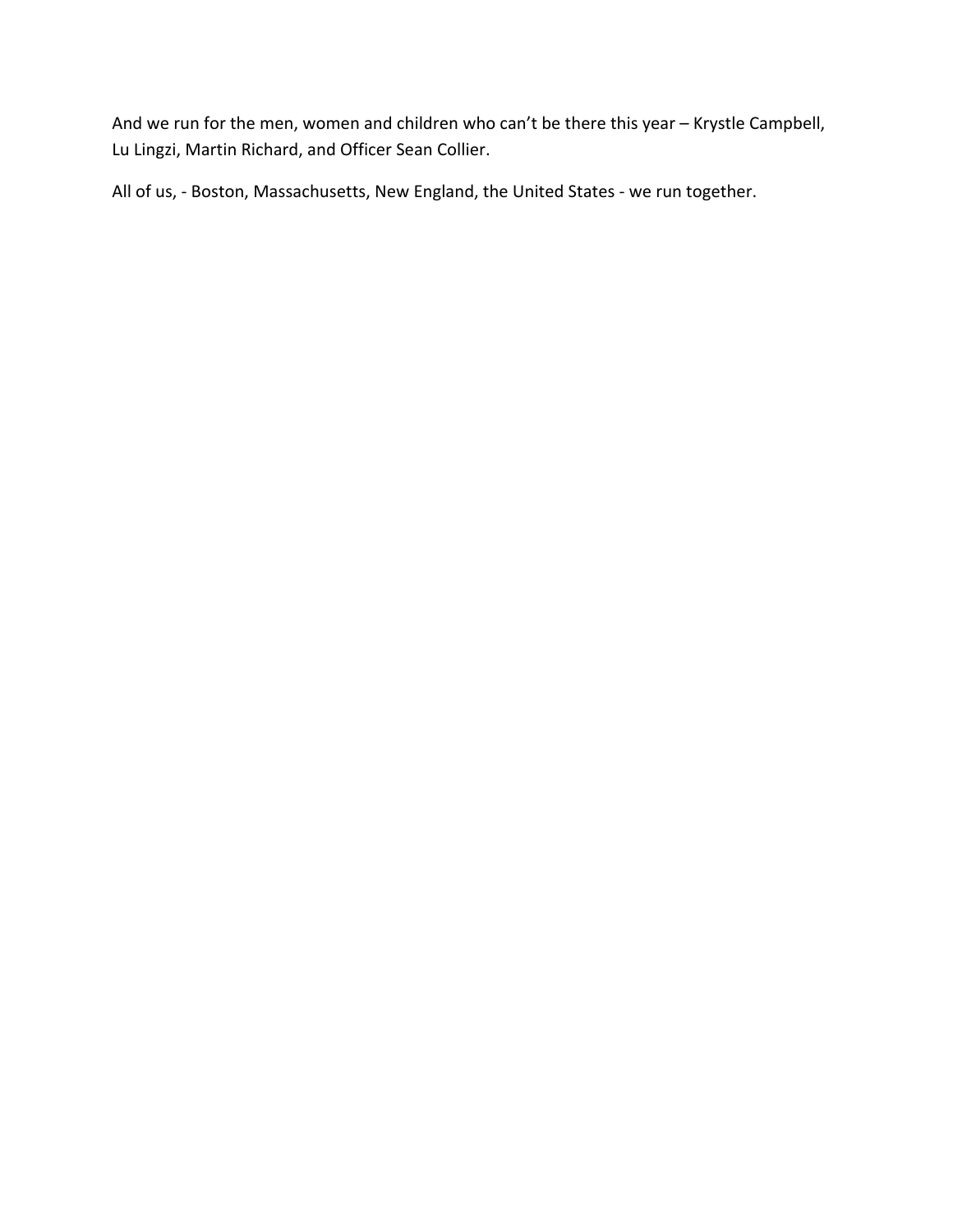And we run for the men, women and children who can't be there this year – Krystle Campbell, Lu Lingzi, Martin Richard, and Officer Sean Collier.

All of us, - Boston, Massachusetts, New England, the United States - we run together.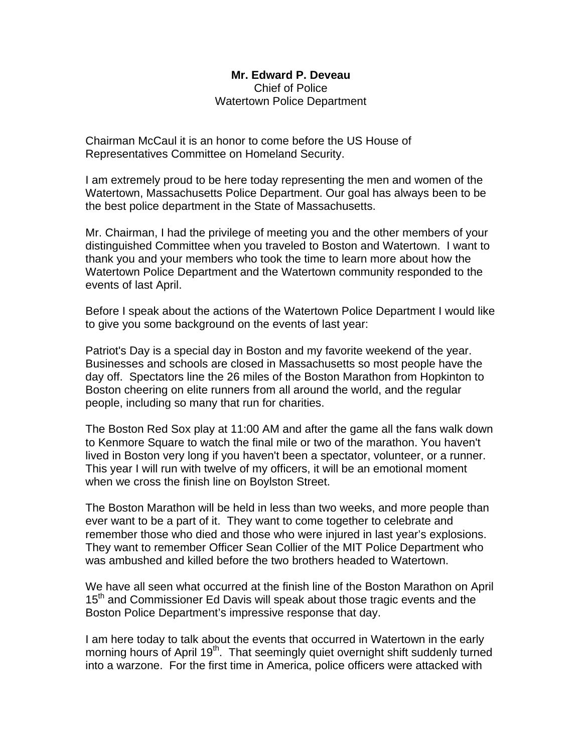**Mr. Edward P. Deveau**
Chief of Police
Watertown Police Department

Chairman McCaul it is an honor to come before the US House of Representatives Committee on Homeland Security.

I am extremely proud to be here today representing the men and women of the Watertown, Massachusetts Police Department. Our goal has always been to be the best police department in the State of Massachusetts.

Mr. Chairman, I had the privilege of meeting you and the other members of your distinguished Committee when you traveled to Boston and Watertown. I want to thank you and your members who took the time to learn more about how the Watertown Police Department and the Watertown community responded to the events of last April.

Before I speak about the actions of the Watertown Police Department I would like to give you some background on the events of last year:

Patriot's Day is a special day in Boston and my favorite weekend of the year. Businesses and schools are closed in Massachusetts so most people have the day off. Spectators line the 26 miles of the Boston Marathon from Hopkinton to Boston cheering on elite runners from all around the world, and the regular people, including so many that run for charities.

The Boston Red Sox play at 11:00 AM and after the game all the fans walk down to Kenmore Square to watch the final mile or two of the marathon. You haven't lived in Boston very long if you haven't been a spectator, volunteer, or a runner. This year I will run with twelve of my officers, it will be an emotional moment when we cross the finish line on Boylston Street.

The Boston Marathon will be held in less than two weeks, and more people than ever want to be a part of it. They want to come together to celebrate and remember those who died and those who were injured in last year's explosions. They want to remember Officer Sean Collier of the MIT Police Department who was ambushed and killed before the two brothers headed to Watertown.

We have all seen what occurred at the finish line of the Boston Marathon on April 15th and Commissioner Ed Davis will speak about those tragic events and the Boston Police Department's impressive response that day.

I am here today to talk about the events that occurred in Watertown in the early morning hours of April 19th. That seemingly quiet overnight shift suddenly turned into a warzone. For the first time in America, police officers were attacked with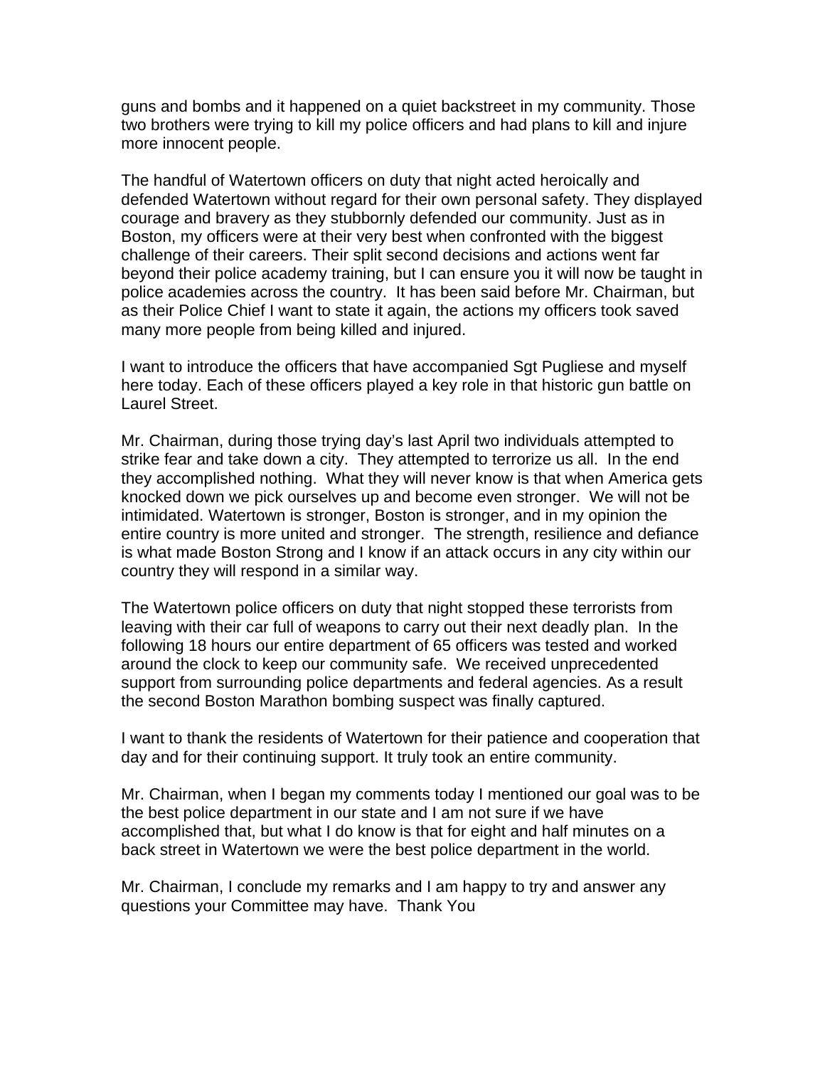guns and bombs and it happened on a quiet backstreet in my community. Those two brothers were trying to kill my police officers and had plans to kill and injure more innocent people.

The handful of Watertown officers on duty that night acted heroically and defended Watertown without regard for their own personal safety. They displayed courage and bravery as they stubbornly defended our community. Just as in Boston, my officers were at their very best when confronted with the biggest challenge of their careers. Their split second decisions and actions went far beyond their police academy training, but I can ensure you it will now be taught in police academies across the country. It has been said before Mr. Chairman, but as their Police Chief I want to state it again, the actions my officers took saved many more people from being killed and injured.

I want to introduce the officers that have accompanied Sgt Pugliese and myself here today. Each of these officers played a key role in that historic gun battle on Laurel Street.

Mr. Chairman, during those trying day's last April two individuals attempted to strike fear and take down a city. They attempted to terrorize us all. In the end they accomplished nothing. What they will never know is that when America gets knocked down we pick ourselves up and become even stronger. We will not be intimidated. Watertown is stronger, Boston is stronger, and in my opinion the entire country is more united and stronger. The strength, resilience and defiance is what made Boston Strong and I know if an attack occurs in any city within our country they will respond in a similar way.

The Watertown police officers on duty that night stopped these terrorists from leaving with their car full of weapons to carry out their next deadly plan. In the following 18 hours our entire department of 65 officers was tested and worked around the clock to keep our community safe. We received unprecedented support from surrounding police departments and federal agencies. As a result the second Boston Marathon bombing suspect was finally captured.

I want to thank the residents of Watertown for their patience and cooperation that day and for their continuing support. It truly took an entire community.

Mr. Chairman, when I began my comments today I mentioned our goal was to be the best police department in our state and I am not sure if we have accomplished that, but what I do know is that for eight and half minutes on a back street in Watertown we were the best police department in the world.

Mr. Chairman, I conclude my remarks and I am happy to try and answer any questions your Committee may have. Thank You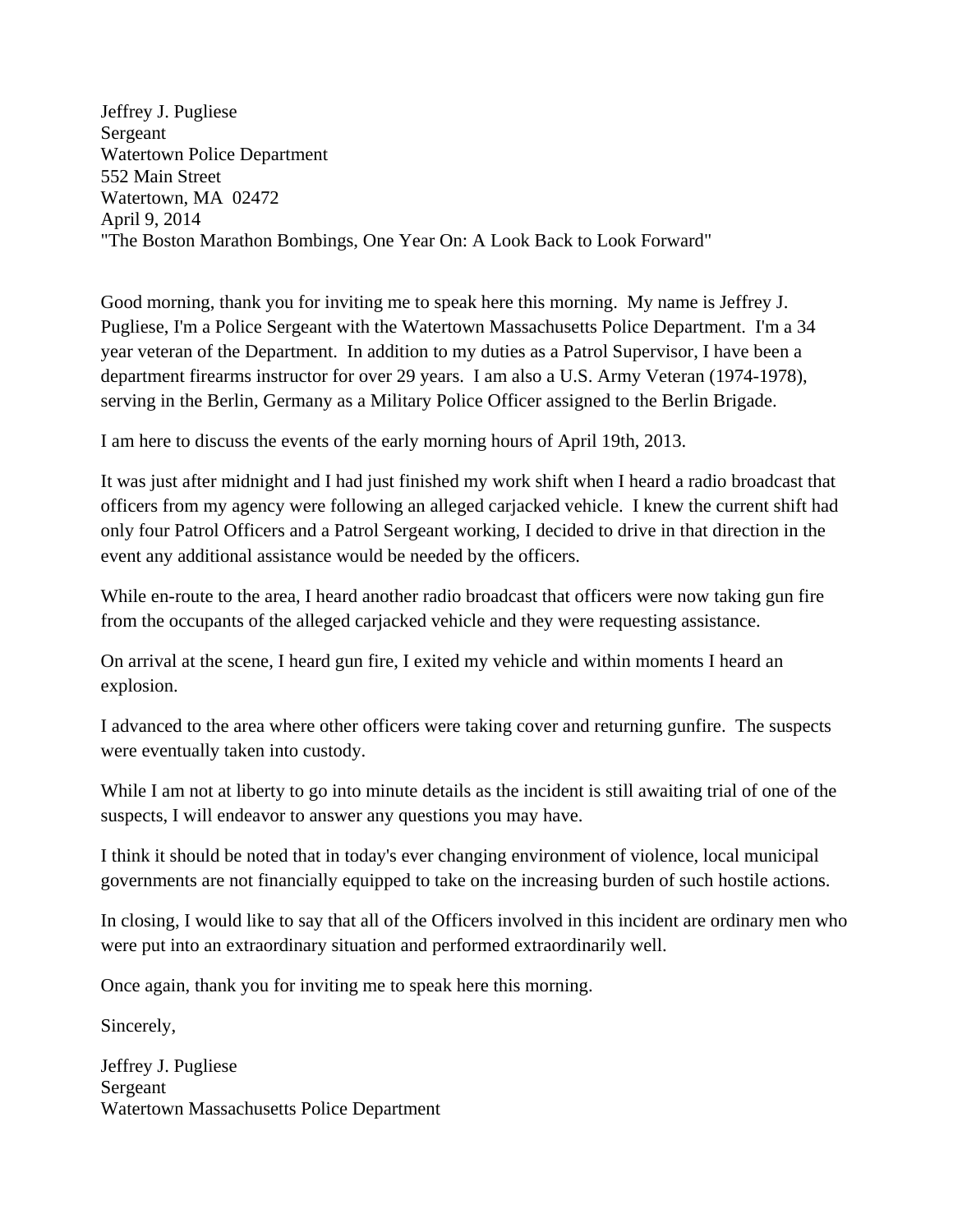Jeffrey J. Pugliese  
Sergeant  
Watertown Police Department  
552 Main Street  
Watertown, MA 02472  
April 9, 2014  
"The Boston Marathon Bombings, One Year On: A Look Back to Look Forward"

Good morning, thank you for inviting me to speak here this morning. My name is Jeffrey J. Pugliese, I'm a Police Sergeant with the Watertown Massachusetts Police Department. I'm a 34 year veteran of the Department. In addition to my duties as a Patrol Supervisor, I have been a department firearms instructor for over 29 years. I am also a U.S. Army Veteran (1974-1978), serving in the Berlin, Germany as a Military Police Officer assigned to the Berlin Brigade.

I am here to discuss the events of the early morning hours of April 19th, 2013.

It was just after midnight and I had just finished my work shift when I heard a radio broadcast that officers from my agency were following an alleged carjacked vehicle. I knew the current shift had only four Patrol Officers and a Patrol Sergeant working, I decided to drive in that direction in the event any additional assistance would be needed by the officers.

While en-route to the area, I heard another radio broadcast that officers were now taking gun fire from the occupants of the alleged carjacked vehicle and they were requesting assistance.

On arrival at the scene, I heard gun fire, I exited my vehicle and within moments I heard an explosion.

I advanced to the area where other officers were taking cover and returning gunfire. The suspects were eventually taken into custody.

While I am not at liberty to go into minute details as the incident is still awaiting trial of one of the suspects, I will endeavor to answer any questions you may have.

I think it should be noted that in today's ever changing environment of violence, local municipal governments are not financially equipped to take on the increasing burden of such hostile actions.

In closing, I would like to say that all of the Officers involved in this incident are ordinary men who were put into an extraordinary situation and performed extraordinarily well.

Once again, thank you for inviting me to speak here this morning.

Sincerely,

Jeffrey J. Pugliese  
Sergeant  
Watertown Massachusetts Police Department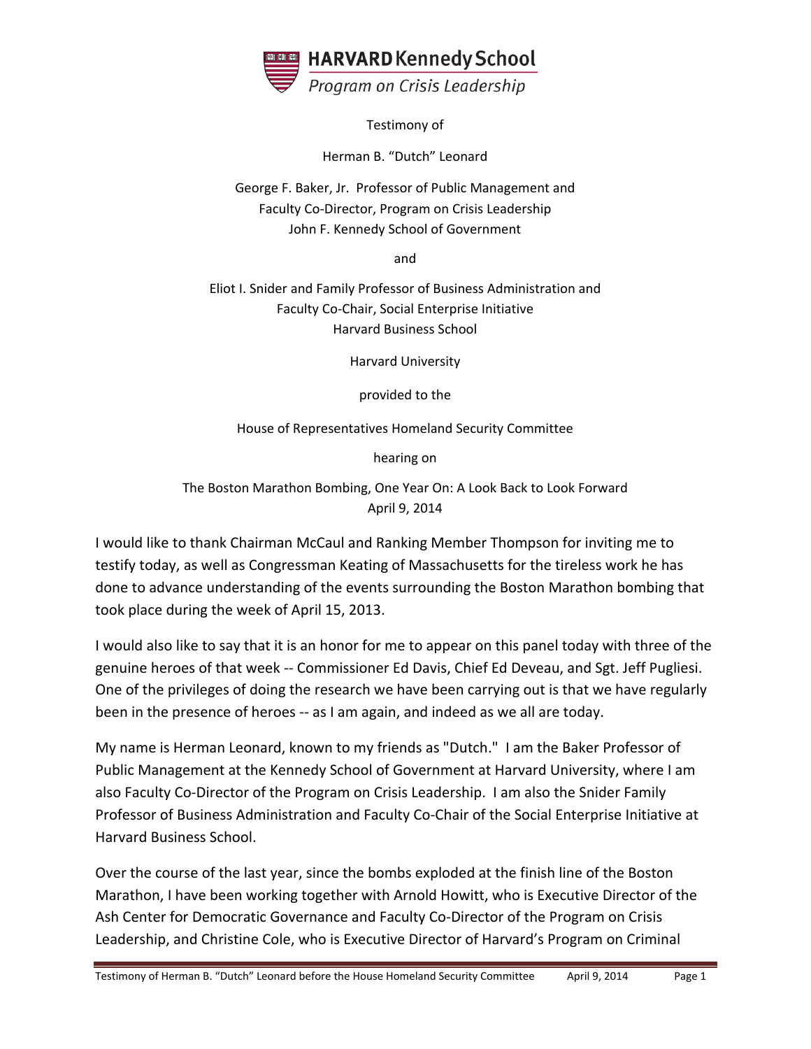HARVARD Kennedy School

*Program on Crisis Leadership*

Testimony of

Herman B. "Dutch" Leonard

George F. Baker, Jr. Professor of Public Management and
Faculty Co-Director, Program on Crisis Leadership
John F. Kennedy School of Government

and

Eliot I. Snider and Family Professor of Business Administration and
Faculty Co-Chair, Social Enterprise Initiative
Harvard Business School

Harvard University

provided to the

House of Representatives Homeland Security Committee

hearing on

The Boston Marathon Bombing, One Year On: A Look Back to Look Forward
April 9, 2014

I would like to thank Chairman McCaul and Ranking Member Thompson for inviting me to testify today, as well as Congressman Keating of Massachusetts for the tireless work he has done to advance understanding of the events surrounding the Boston Marathon bombing that took place during the week of April 15, 2013.

I would also like to say that it is an honor for me to appear on this panel today with three of the genuine heroes of that week -- Commissioner Ed Davis, Chief Ed Deveau, and Sgt. Jeff Pugliesi. One of the privileges of doing the research we have been carrying out is that we have regularly been in the presence of heroes -- as I am again, and indeed as we all are today.

My name is Herman Leonard, known to my friends as "Dutch." I am the Baker Professor of Public Management at the Kennedy School of Government at Harvard University, where I am also Faculty Co-Director of the Program on Crisis Leadership. I am also the Snider Family Professor of Business Administration and Faculty Co-Chair of the Social Enterprise Initiative at Harvard Business School.

Over the course of the last year, since the bombs exploded at the finish line of the Boston Marathon, I have been working together with Arnold Howitt, who is Executive Director of the Ash Center for Democratic Governance and Faculty Co-Director of the Program on Crisis Leadership, and Christine Cole, who is Executive Director of Harvard's Program on Criminal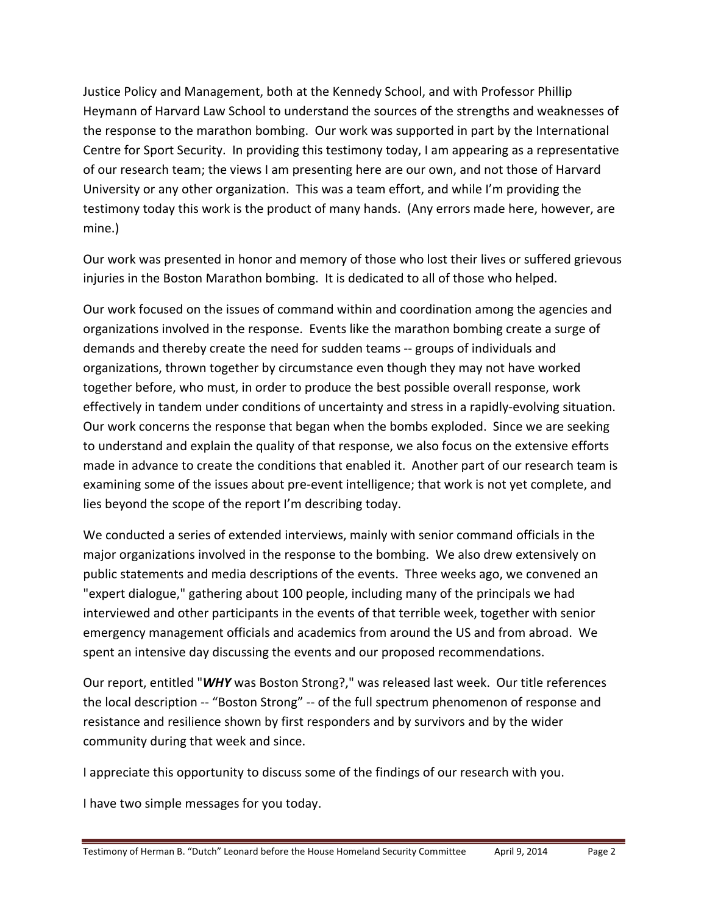Justice Policy and Management, both at the Kennedy School, and with Professor Phillip Heymann of Harvard Law School to understand the sources of the strengths and weaknesses of the response to the marathon bombing. Our work was supported in part by the International Centre for Sport Security. In providing this testimony today, I am appearing as a representative of our research team; the views I am presenting here are our own, and not those of Harvard University or any other organization. This was a team effort, and while I'm providing the testimony today this work is the product of many hands. (Any errors made here, however, are mine.)

Our work was presented in honor and memory of those who lost their lives or suffered grievous injuries in the Boston Marathon bombing. It is dedicated to all of those who helped.

Our work focused on the issues of command within and coordination among the agencies and organizations involved in the response. Events like the marathon bombing create a surge of demands and thereby create the need for sudden teams -- groups of individuals and organizations, thrown together by circumstance even though they may not have worked together before, who must, in order to produce the best possible overall response, work effectively in tandem under conditions of uncertainty and stress in a rapidly-evolving situation. Our work concerns the response that began when the bombs exploded. Since we are seeking to understand and explain the quality of that response, we also focus on the extensive efforts made in advance to create the conditions that enabled it. Another part of our research team is examining some of the issues about pre-event intelligence; that work is not yet complete, and lies beyond the scope of the report I'm describing today.

We conducted a series of extended interviews, mainly with senior command officials in the major organizations involved in the response to the bombing. We also drew extensively on public statements and media descriptions of the events. Three weeks ago, we convened an "expert dialogue," gathering about 100 people, including many of the principals we had interviewed and other participants in the events of that terrible week, together with senior emergency management officials and academics from around the US and from abroad. We spent an intensive day discussing the events and our proposed recommendations.

Our report, entitled "***WHY*** was Boston Strong?," was released last week. Our title references the local description -- "Boston Strong" -- of the full spectrum phenomenon of response and resistance and resilience shown by first responders and by survivors and by the wider community during that week and since.

I appreciate this opportunity to discuss some of the findings of our research with you.

I have two simple messages for you today.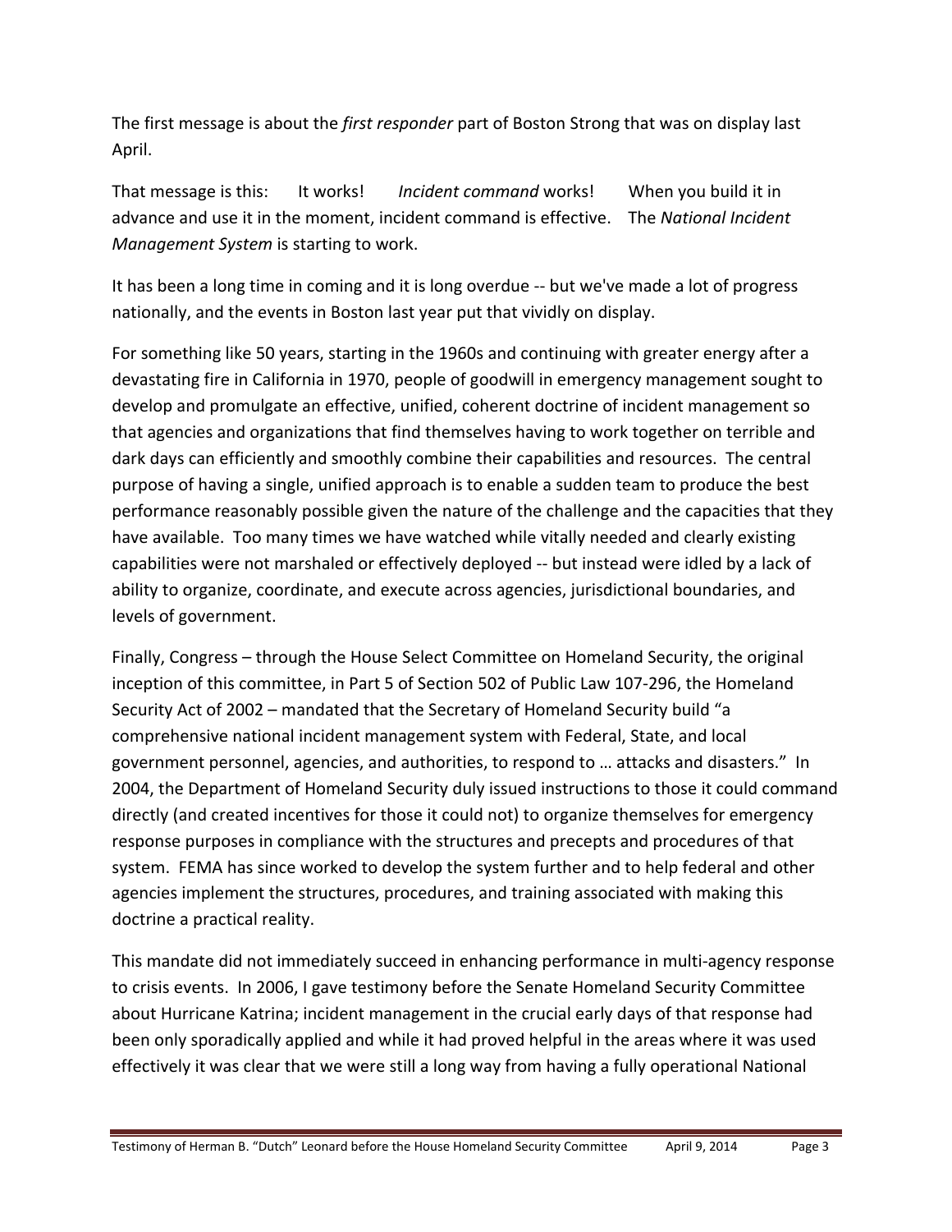The first message is about the *first responder* part of Boston Strong that was on display last April.

That message is this: It works! *Incident command* works! When you build it in advance and use it in the moment, incident command is effective. The *National Incident Management System* is starting to work.

It has been a long time in coming and it is long overdue -- but we've made a lot of progress nationally, and the events in Boston last year put that vividly on display.

For something like 50 years, starting in the 1960s and continuing with greater energy after a devastating fire in California in 1970, people of goodwill in emergency management sought to develop and promulgate an effective, unified, coherent doctrine of incident management so that agencies and organizations that find themselves having to work together on terrible and dark days can efficiently and smoothly combine their capabilities and resources. The central purpose of having a single, unified approach is to enable a sudden team to produce the best performance reasonably possible given the nature of the challenge and the capacities that they have available. Too many times we have watched while vitally needed and clearly existing capabilities were not marshaled or effectively deployed -- but instead were idled by a lack of ability to organize, coordinate, and execute across agencies, jurisdictional boundaries, and levels of government.

Finally, Congress – through the House Select Committee on Homeland Security, the original inception of this committee, in Part 5 of Section 502 of Public Law 107-296, the Homeland Security Act of 2002 – mandated that the Secretary of Homeland Security build "a comprehensive national incident management system with Federal, State, and local government personnel, agencies, and authorities, to respond to … attacks and disasters." In 2004, the Department of Homeland Security duly issued instructions to those it could command directly (and created incentives for those it could not) to organize themselves for emergency response purposes in compliance with the structures and precepts and procedures of that system. FEMA has since worked to develop the system further and to help federal and other agencies implement the structures, procedures, and training associated with making this doctrine a practical reality.

This mandate did not immediately succeed in enhancing performance in multi-agency response to crisis events. In 2006, I gave testimony before the Senate Homeland Security Committee about Hurricane Katrina; incident management in the crucial early days of that response had been only sporadically applied and while it had proved helpful in the areas where it was used effectively it was clear that we were still a long way from having a fully operational National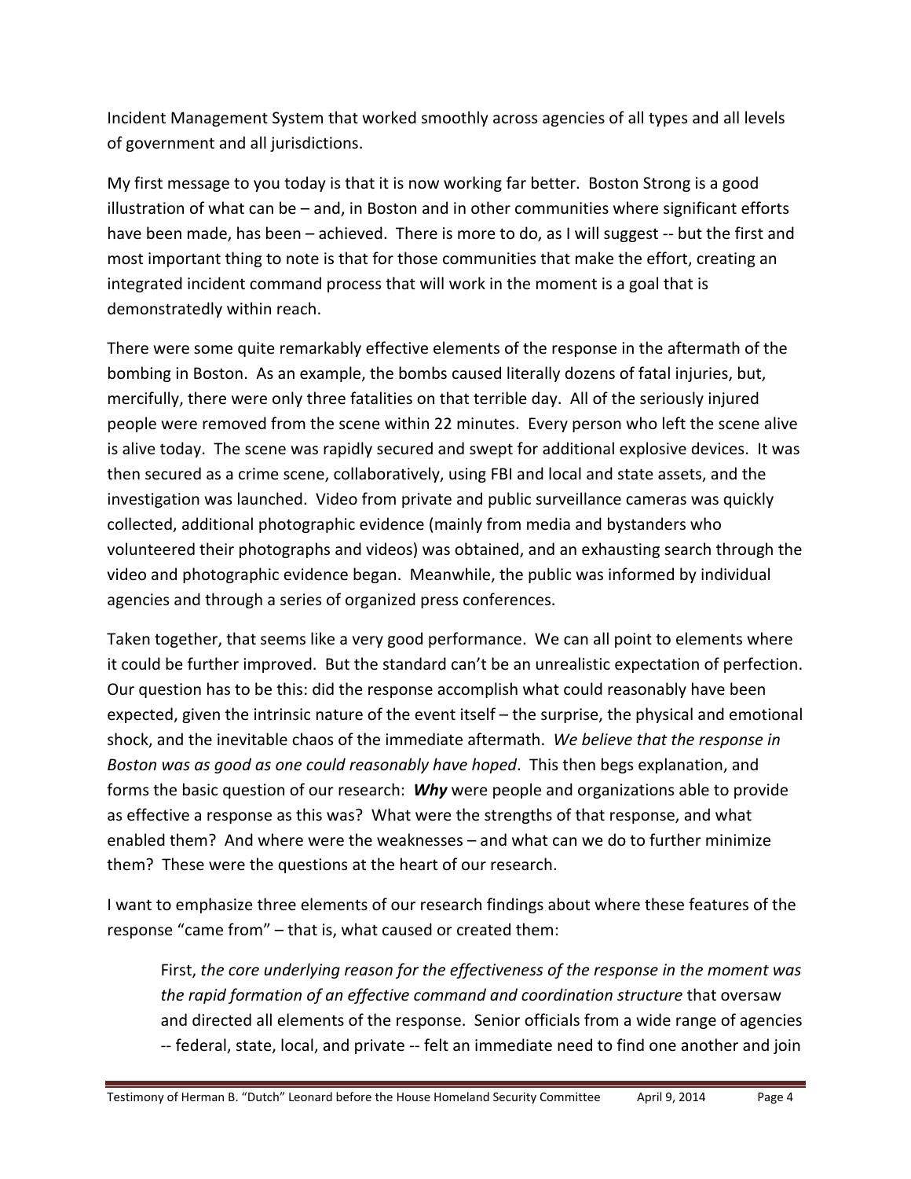Incident Management System that worked smoothly across agencies of all types and all levels of government and all jurisdictions.

My first message to you today is that it is now working far better. Boston Strong is a good illustration of what can be – and, in Boston and in other communities where significant efforts have been made, has been – achieved. There is more to do, as I will suggest -- but the first and most important thing to note is that for those communities that make the effort, creating an integrated incident command process that will work in the moment is a goal that is demonstratedly within reach.

There were some quite remarkably effective elements of the response in the aftermath of the bombing in Boston. As an example, the bombs caused literally dozens of fatal injuries, but, mercifully, there were only three fatalities on that terrible day. All of the seriously injured people were removed from the scene within 22 minutes. Every person who left the scene alive is alive today. The scene was rapidly secured and swept for additional explosive devices. It was then secured as a crime scene, collaboratively, using FBI and local and state assets, and the investigation was launched. Video from private and public surveillance cameras was quickly collected, additional photographic evidence (mainly from media and bystanders who volunteered their photographs and videos) was obtained, and an exhausting search through the video and photographic evidence began. Meanwhile, the public was informed by individual agencies and through a series of organized press conferences.

Taken together, that seems like a very good performance. We can all point to elements where it could be further improved. But the standard can't be an unrealistic expectation of perfection. Our question has to be this: did the response accomplish what could reasonably have been expected, given the intrinsic nature of the event itself – the surprise, the physical and emotional shock, and the inevitable chaos of the immediate aftermath. *We believe that the response in Boston was as good as one could reasonably have hoped*. This then begs explanation, and forms the basic question of our research: ***Why*** were people and organizations able to provide as effective a response as this was? What were the strengths of that response, and what enabled them? And where were the weaknesses – and what can we do to further minimize them? These were the questions at the heart of our research.

I want to emphasize three elements of our research findings about where these features of the response "came from" – that is, what caused or created them:

> First, *the core underlying reason for the effectiveness of the response in the moment was the rapid formation of an effective command and coordination structure* that oversaw and directed all elements of the response. Senior officials from a wide range of agencies -- federal, state, local, and private -- felt an immediate need to find one another and join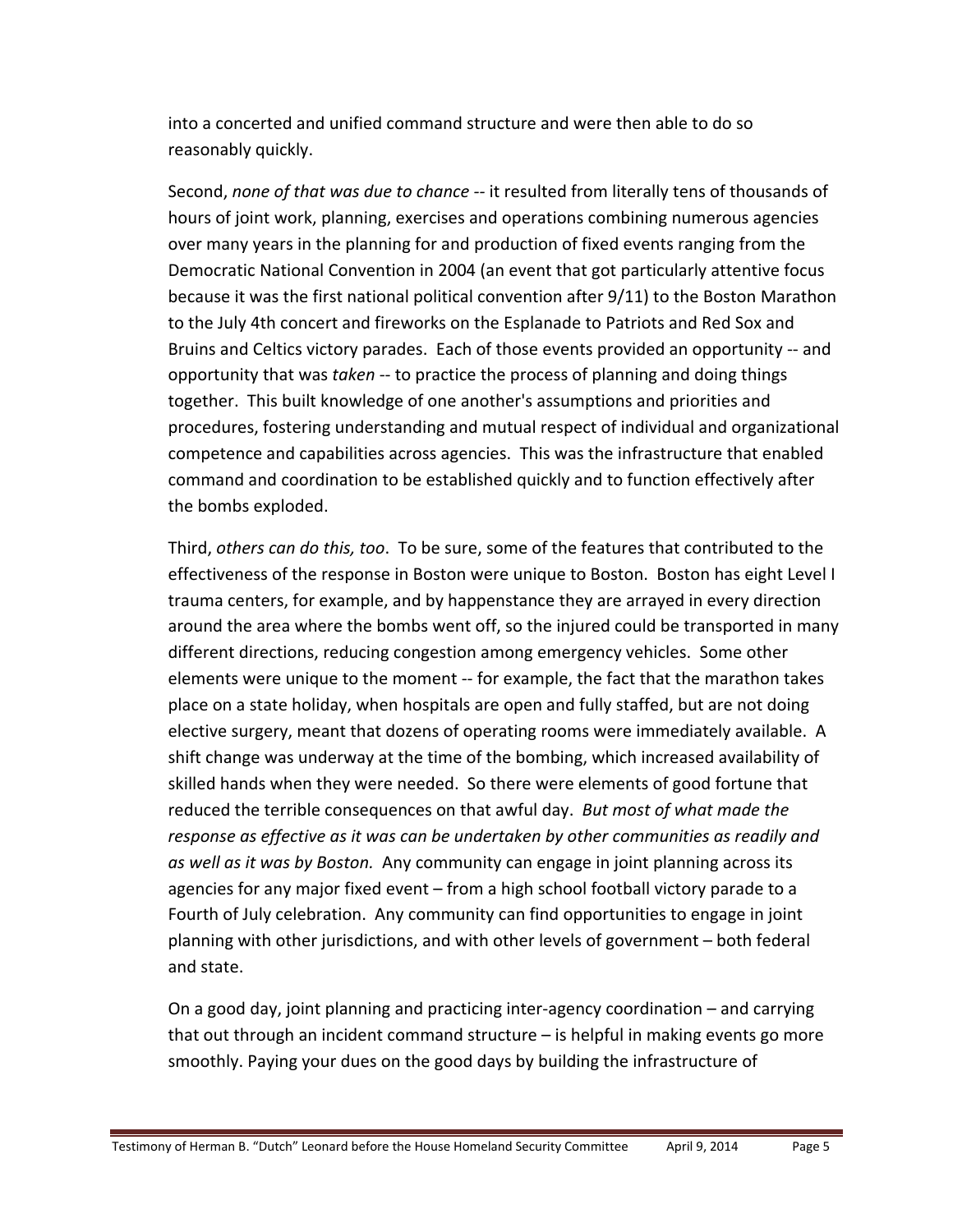into a concerted and unified command structure and were then able to do so reasonably quickly.

Second, *none of that was due to chance* -- it resulted from literally tens of thousands of hours of joint work, planning, exercises and operations combining numerous agencies over many years in the planning for and production of fixed events ranging from the Democratic National Convention in 2004 (an event that got particularly attentive focus because it was the first national political convention after 9/11) to the Boston Marathon to the July 4th concert and fireworks on the Esplanade to Patriots and Red Sox and Bruins and Celtics victory parades. Each of those events provided an opportunity -- and opportunity that was *taken* -- to practice the process of planning and doing things together. This built knowledge of one another's assumptions and priorities and procedures, fostering understanding and mutual respect of individual and organizational competence and capabilities across agencies. This was the infrastructure that enabled command and coordination to be established quickly and to function effectively after the bombs exploded.

Third, *others can do this, too*. To be sure, some of the features that contributed to the effectiveness of the response in Boston were unique to Boston. Boston has eight Level I trauma centers, for example, and by happenstance they are arrayed in every direction around the area where the bombs went off, so the injured could be transported in many different directions, reducing congestion among emergency vehicles. Some other elements were unique to the moment -- for example, the fact that the marathon takes place on a state holiday, when hospitals are open and fully staffed, but are not doing elective surgery, meant that dozens of operating rooms were immediately available. A shift change was underway at the time of the bombing, which increased availability of skilled hands when they were needed. So there were elements of good fortune that reduced the terrible consequences on that awful day. *But most of what made the response as effective as it was can be undertaken by other communities as readily and as well as it was by Boston.* Any community can engage in joint planning across its agencies for any major fixed event – from a high school football victory parade to a Fourth of July celebration. Any community can find opportunities to engage in joint planning with other jurisdictions, and with other levels of government – both federal and state.

On a good day, joint planning and practicing inter-agency coordination – and carrying that out through an incident command structure – is helpful in making events go more smoothly. Paying your dues on the good days by building the infrastructure of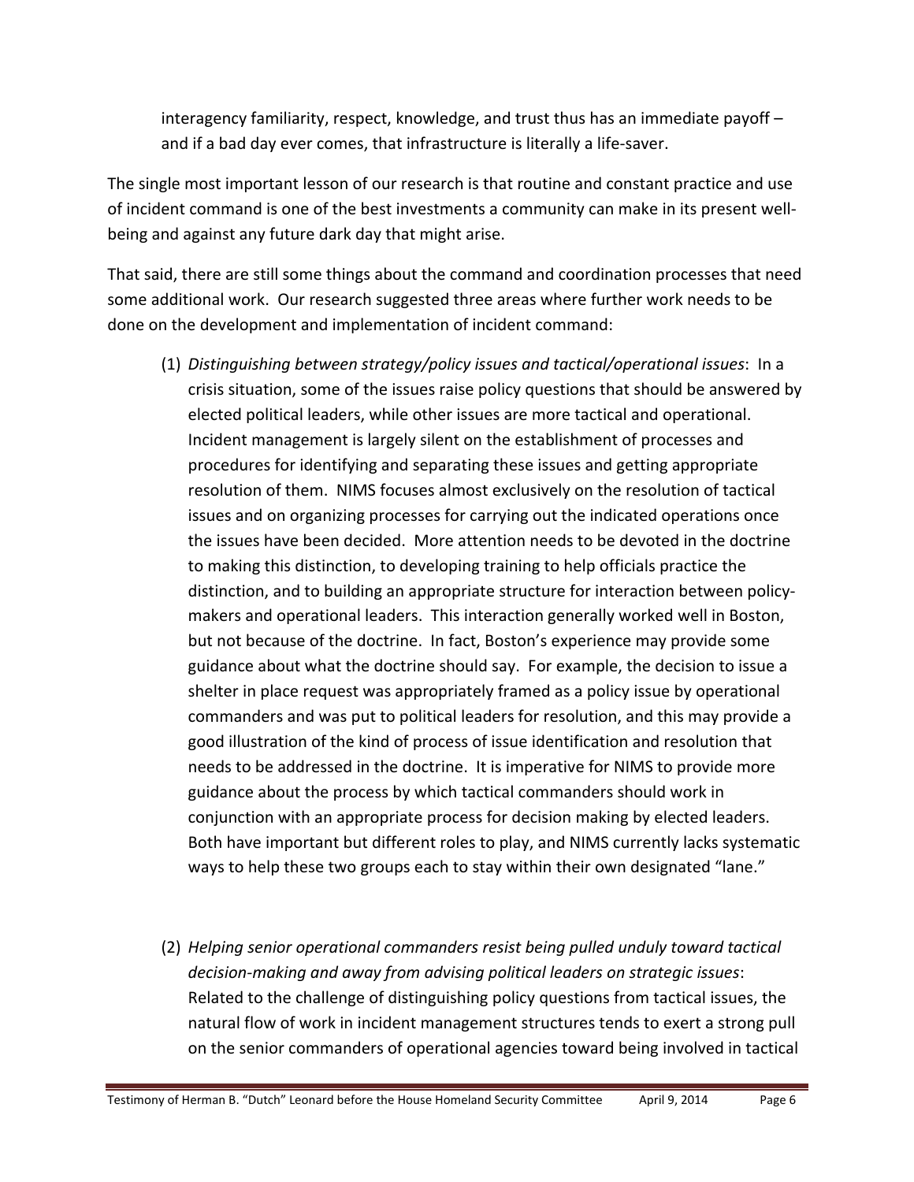interagency familiarity, respect, knowledge, and trust thus has an immediate payoff – and if a bad day ever comes, that infrastructure is literally a life-saver.

The single most important lesson of our research is that routine and constant practice and use of incident command is one of the best investments a community can make in its present well-being and against any future dark day that might arise.

That said, there are still some things about the command and coordination processes that need some additional work. Our research suggested three areas where further work needs to be done on the development and implementation of incident command:

(1) *Distinguishing between strategy/policy issues and tactical/operational issues*: In a crisis situation, some of the issues raise policy questions that should be answered by elected political leaders, while other issues are more tactical and operational. Incident management is largely silent on the establishment of processes and procedures for identifying and separating these issues and getting appropriate resolution of them. NIMS focuses almost exclusively on the resolution of tactical issues and on organizing processes for carrying out the indicated operations once the issues have been decided. More attention needs to be devoted in the doctrine to making this distinction, to developing training to help officials practice the distinction, and to building an appropriate structure for interaction between policy-makers and operational leaders. This interaction generally worked well in Boston, but not because of the doctrine. In fact, Boston's experience may provide some guidance about what the doctrine should say. For example, the decision to issue a shelter in place request was appropriately framed as a policy issue by operational commanders and was put to political leaders for resolution, and this may provide a good illustration of the kind of process of issue identification and resolution that needs to be addressed in the doctrine. It is imperative for NIMS to provide more guidance about the process by which tactical commanders should work in conjunction with an appropriate process for decision making by elected leaders. Both have important but different roles to play, and NIMS currently lacks systematic ways to help these two groups each to stay within their own designated "lane."

(2) *Helping senior operational commanders resist being pulled unduly toward tactical decision-making and away from advising political leaders on strategic issues*: Related to the challenge of distinguishing policy questions from tactical issues, the natural flow of work in incident management structures tends to exert a strong pull on the senior commanders of operational agencies toward being involved in tactical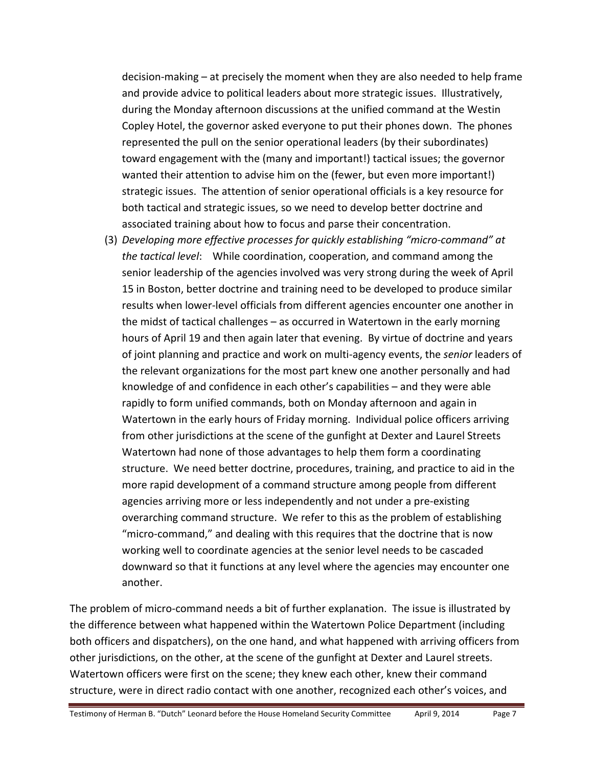decision-making – at precisely the moment when they are also needed to help frame and provide advice to political leaders about more strategic issues. Illustratively, during the Monday afternoon discussions at the unified command at the Westin Copley Hotel, the governor asked everyone to put their phones down. The phones represented the pull on the senior operational leaders (by their subordinates) toward engagement with the (many and important!) tactical issues; the governor wanted their attention to advise him on the (fewer, but even more important!) strategic issues. The attention of senior operational officials is a key resource for both tactical and strategic issues, so we need to develop better doctrine and associated training about how to focus and parse their concentration.

(3) *Developing more effective processes for quickly establishing "micro-command" at the tactical level*: While coordination, cooperation, and command among the senior leadership of the agencies involved was very strong during the week of April 15 in Boston, better doctrine and training need to be developed to produce similar results when lower-level officials from different agencies encounter one another in the midst of tactical challenges – as occurred in Watertown in the early morning hours of April 19 and then again later that evening. By virtue of doctrine and years of joint planning and practice and work on multi-agency events, the *senior* leaders of the relevant organizations for the most part knew one another personally and had knowledge of and confidence in each other's capabilities – and they were able rapidly to form unified commands, both on Monday afternoon and again in Watertown in the early hours of Friday morning. Individual police officers arriving from other jurisdictions at the scene of the gunfight at Dexter and Laurel Streets Watertown had none of those advantages to help them form a coordinating structure. We need better doctrine, procedures, training, and practice to aid in the more rapid development of a command structure among people from different agencies arriving more or less independently and not under a pre-existing overarching command structure. We refer to this as the problem of establishing "micro-command," and dealing with this requires that the doctrine that is now working well to coordinate agencies at the senior level needs to be cascaded downward so that it functions at any level where the agencies may encounter one another.

The problem of micro-command needs a bit of further explanation. The issue is illustrated by the difference between what happened within the Watertown Police Department (including both officers and dispatchers), on the one hand, and what happened with arriving officers from other jurisdictions, on the other, at the scene of the gunfight at Dexter and Laurel streets. Watertown officers were first on the scene; they knew each other, knew their command structure, were in direct radio contact with one another, recognized each other's voices, and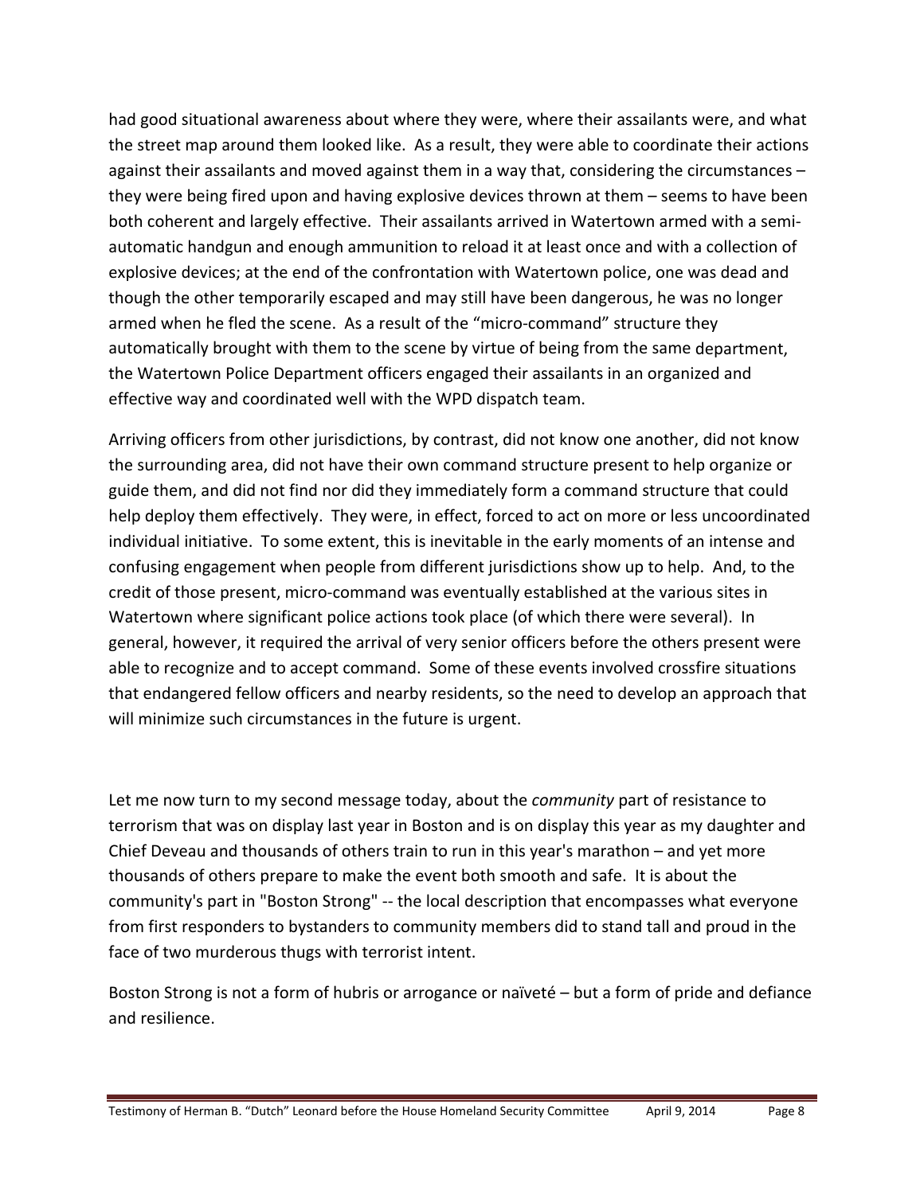had good situational awareness about where they were, where their assailants were, and what the street map around them looked like. As a result, they were able to coordinate their actions against their assailants and moved against them in a way that, considering the circumstances – they were being fired upon and having explosive devices thrown at them – seems to have been both coherent and largely effective. Their assailants arrived in Watertown armed with a semi-automatic handgun and enough ammunition to reload it at least once and with a collection of explosive devices; at the end of the confrontation with Watertown police, one was dead and though the other temporarily escaped and may still have been dangerous, he was no longer armed when he fled the scene. As a result of the "micro-command" structure they automatically brought with them to the scene by virtue of being from the same department, the Watertown Police Department officers engaged their assailants in an organized and effective way and coordinated well with the WPD dispatch team.

Arriving officers from other jurisdictions, by contrast, did not know one another, did not know the surrounding area, did not have their own command structure present to help organize or guide them, and did not find nor did they immediately form a command structure that could help deploy them effectively. They were, in effect, forced to act on more or less uncoordinated individual initiative. To some extent, this is inevitable in the early moments of an intense and confusing engagement when people from different jurisdictions show up to help. And, to the credit of those present, micro-command was eventually established at the various sites in Watertown where significant police actions took place (of which there were several). In general, however, it required the arrival of very senior officers before the others present were able to recognize and to accept command. Some of these events involved crossfire situations that endangered fellow officers and nearby residents, so the need to develop an approach that will minimize such circumstances in the future is urgent.

Let me now turn to my second message today, about the *community* part of resistance to terrorism that was on display last year in Boston and is on display this year as my daughter and Chief Deveau and thousands of others train to run in this year's marathon – and yet more thousands of others prepare to make the event both smooth and safe. It is about the community's part in "Boston Strong" -- the local description that encompasses what everyone from first responders to bystanders to community members did to stand tall and proud in the face of two murderous thugs with terrorist intent.

Boston Strong is not a form of hubris or arrogance or naïveté – but a form of pride and defiance and resilience.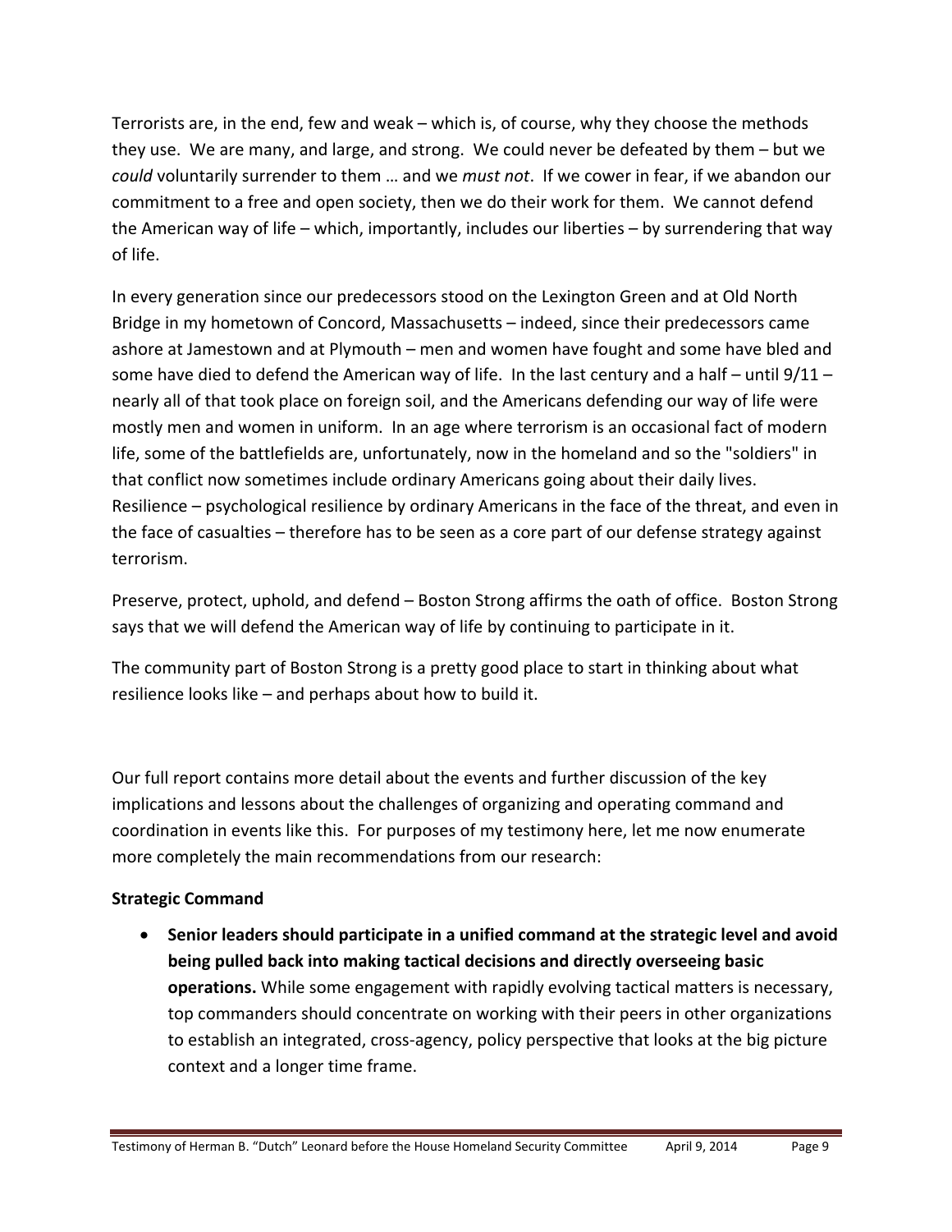Terrorists are, in the end, few and weak – which is, of course, why they choose the methods they use. We are many, and large, and strong. We could never be defeated by them – but we *could* voluntarily surrender to them … and we *must not*. If we cower in fear, if we abandon our commitment to a free and open society, then we do their work for them. We cannot defend the American way of life – which, importantly, includes our liberties – by surrendering that way of life.

In every generation since our predecessors stood on the Lexington Green and at Old North Bridge in my hometown of Concord, Massachusetts – indeed, since their predecessors came ashore at Jamestown and at Plymouth – men and women have fought and some have bled and some have died to defend the American way of life. In the last century and a half – until 9/11 – nearly all of that took place on foreign soil, and the Americans defending our way of life were mostly men and women in uniform. In an age where terrorism is an occasional fact of modern life, some of the battlefields are, unfortunately, now in the homeland and so the "soldiers" in that conflict now sometimes include ordinary Americans going about their daily lives. Resilience – psychological resilience by ordinary Americans in the face of the threat, and even in the face of casualties – therefore has to be seen as a core part of our defense strategy against terrorism.

Preserve, protect, uphold, and defend – Boston Strong affirms the oath of office. Boston Strong says that we will defend the American way of life by continuing to participate in it.

The community part of Boston Strong is a pretty good place to start in thinking about what resilience looks like – and perhaps about how to build it.

Our full report contains more detail about the events and further discussion of the key implications and lessons about the challenges of organizing and operating command and coordination in events like this. For purposes of my testimony here, let me now enumerate more completely the main recommendations from our research:

**Strategic Command**

- **Senior leaders should participate in a unified command at the strategic level and avoid being pulled back into making tactical decisions and directly overseeing basic operations.** While some engagement with rapidly evolving tactical matters is necessary, top commanders should concentrate on working with their peers in other organizations to establish an integrated, cross-agency, policy perspective that looks at the big picture context and a longer time frame.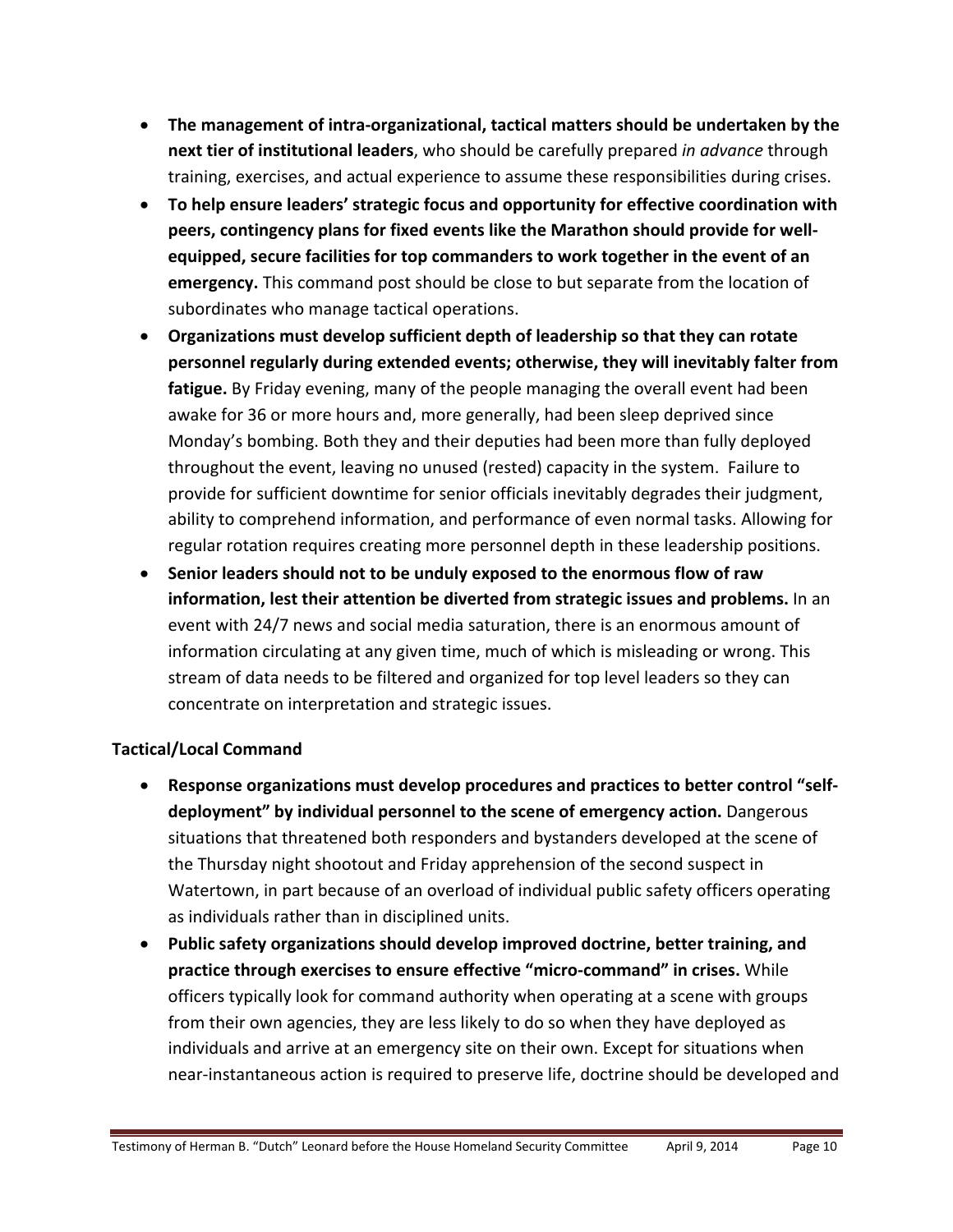- **The management of intra-organizational, tactical matters should be undertaken by the next tier of institutional leaders**, who should be carefully prepared *in advance* through training, exercises, and actual experience to assume these responsibilities during crises.
- **To help ensure leaders' strategic focus and opportunity for effective coordination with peers, contingency plans for fixed events like the Marathon should provide for well-equipped, secure facilities for top commanders to work together in the event of an emergency.** This command post should be close to but separate from the location of subordinates who manage tactical operations.
- **Organizations must develop sufficient depth of leadership so that they can rotate personnel regularly during extended events; otherwise, they will inevitably falter from fatigue.** By Friday evening, many of the people managing the overall event had been awake for 36 or more hours and, more generally, had been sleep deprived since Monday's bombing. Both they and their deputies had been more than fully deployed throughout the event, leaving no unused (rested) capacity in the system. Failure to provide for sufficient downtime for senior officials inevitably degrades their judgment, ability to comprehend information, and performance of even normal tasks. Allowing for regular rotation requires creating more personnel depth in these leadership positions.
- **Senior leaders should not to be unduly exposed to the enormous flow of raw information, lest their attention be diverted from strategic issues and problems.** In an event with 24/7 news and social media saturation, there is an enormous amount of information circulating at any given time, much of which is misleading or wrong. This stream of data needs to be filtered and organized for top level leaders so they can concentrate on interpretation and strategic issues.

**Tactical/Local Command**

- **Response organizations must develop procedures and practices to better control "self-deployment" by individual personnel to the scene of emergency action.** Dangerous situations that threatened both responders and bystanders developed at the scene of the Thursday night shootout and Friday apprehension of the second suspect in Watertown, in part because of an overload of individual public safety officers operating as individuals rather than in disciplined units.
- **Public safety organizations should develop improved doctrine, better training, and practice through exercises to ensure effective "micro-command" in crises.** While officers typically look for command authority when operating at a scene with groups from their own agencies, they are less likely to do so when they have deployed as individuals and arrive at an emergency site on their own. Except for situations when near-instantaneous action is required to preserve life, doctrine should be developed and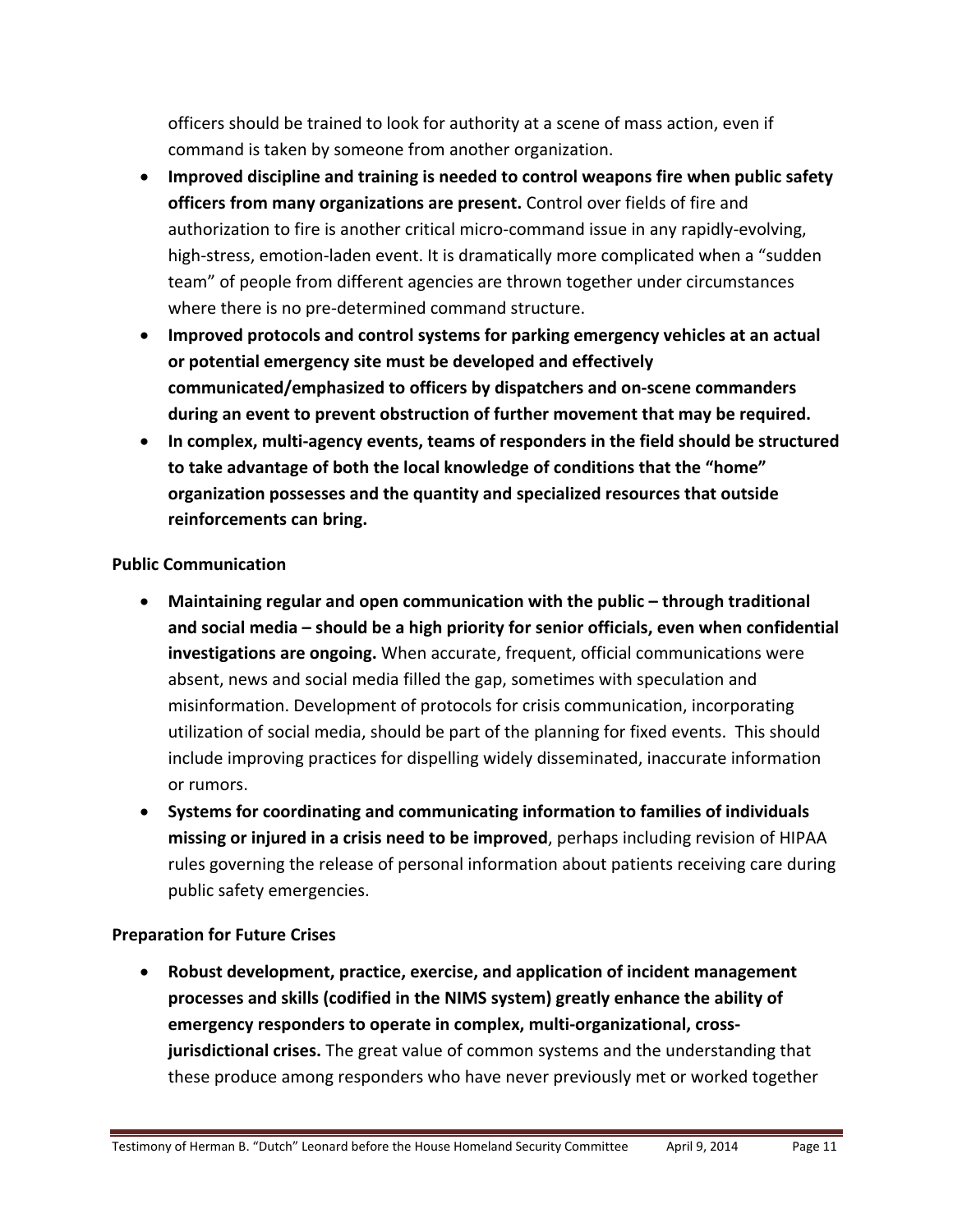officers should be trained to look for authority at a scene of mass action, even if command is taken by someone from another organization.

- **Improved discipline and training is needed to control weapons fire when public safety officers from many organizations are present.** Control over fields of fire and authorization to fire is another critical micro-command issue in any rapidly-evolving, high-stress, emotion-laden event. It is dramatically more complicated when a "sudden team" of people from different agencies are thrown together under circumstances where there is no pre-determined command structure.
- **Improved protocols and control systems for parking emergency vehicles at an actual or potential emergency site must be developed and effectively communicated/emphasized to officers by dispatchers and on-scene commanders during an event to prevent obstruction of further movement that may be required.**
- **In complex, multi-agency events, teams of responders in the field should be structured to take advantage of both the local knowledge of conditions that the "home" organization possesses and the quantity and specialized resources that outside reinforcements can bring.**

**Public Communication**

- **Maintaining regular and open communication with the public – through traditional and social media – should be a high priority for senior officials, even when confidential investigations are ongoing.** When accurate, frequent, official communications were absent, news and social media filled the gap, sometimes with speculation and misinformation. Development of protocols for crisis communication, incorporating utilization of social media, should be part of the planning for fixed events. This should include improving practices for dispelling widely disseminated, inaccurate information or rumors.
- **Systems for coordinating and communicating information to families of individuals missing or injured in a crisis need to be improved**, perhaps including revision of HIPAA rules governing the release of personal information about patients receiving care during public safety emergencies.

**Preparation for Future Crises**

- **Robust development, practice, exercise, and application of incident management processes and skills (codified in the NIMS system) greatly enhance the ability of emergency responders to operate in complex, multi-organizational, cross-jurisdictional crises.** The great value of common systems and the understanding that these produce among responders who have never previously met or worked together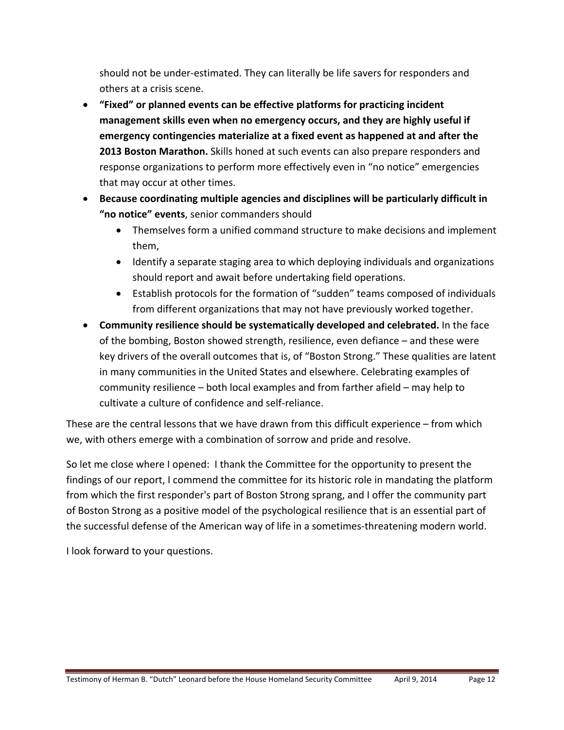should not be under-estimated. They can literally be life savers for responders and others at a crisis scene.

- **"Fixed" or planned events can be effective platforms for practicing incident management skills even when no emergency occurs, and they are highly useful if emergency contingencies materialize at a fixed event as happened at and after the 2013 Boston Marathon.** Skills honed at such events can also prepare responders and response organizations to perform more effectively even in "no notice" emergencies that may occur at other times.
- **Because coordinating multiple agencies and disciplines will be particularly difficult in "no notice" events**, senior commanders should
  - Themselves form a unified command structure to make decisions and implement them,
  - Identify a separate staging area to which deploying individuals and organizations should report and await before undertaking field operations.
  - Establish protocols for the formation of "sudden" teams composed of individuals from different organizations that may not have previously worked together.
- **Community resilience should be systematically developed and celebrated.** In the face of the bombing, Boston showed strength, resilience, even defiance – and these were key drivers of the overall outcomes that is, of "Boston Strong." These qualities are latent in many communities in the United States and elsewhere. Celebrating examples of community resilience – both local examples and from farther afield – may help to cultivate a culture of confidence and self-reliance.

These are the central lessons that we have drawn from this difficult experience – from which we, with others emerge with a combination of sorrow and pride and resolve.

So let me close where I opened: I thank the Committee for the opportunity to present the findings of our report, I commend the committee for its historic role in mandating the platform from which the first responder's part of Boston Strong sprang, and I offer the community part of Boston Strong as a positive model of the psychological resilience that is an essential part of the successful defense of the American way of life in a sometimes-threatening modern world.

I look forward to your questions.